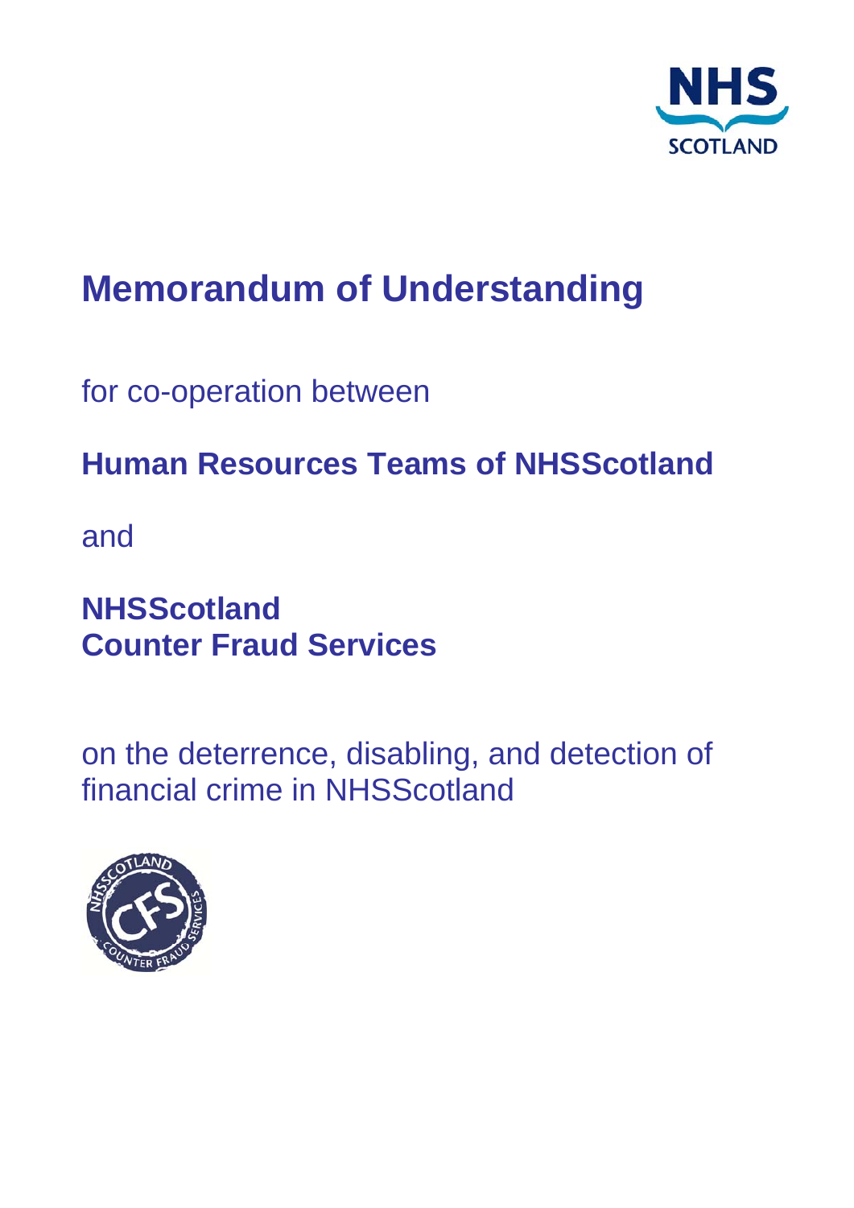# Memorandum of Understanding

for co-operation between

**Human Resources Teams of NHSScotland**

and

**NHSScotland**
**Counter Fraud Services**

on the deterrence, disabling, and detection of financial crime in NHSScotland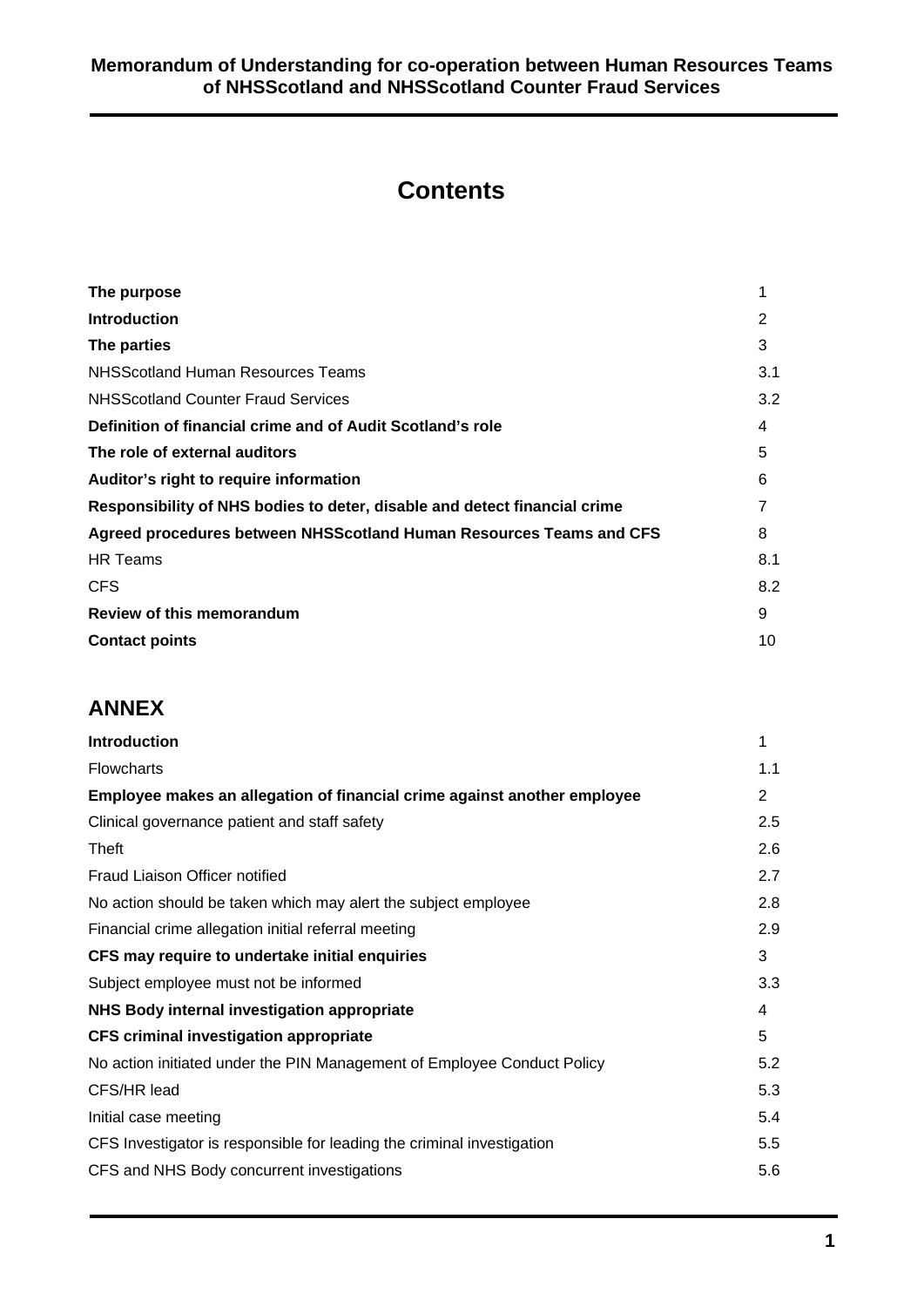# Contents

| | |
|---|---|
| **The purpose** | 1 |
| **Introduction** | 2 |
| **The parties** | 3 |
| NHSScotland Human Resources Teams | 3.1 |
| NHSScotland Counter Fraud Services | 3.2 |
| **Definition of financial crime and of Audit Scotland's role** | 4 |
| **The role of external auditors** | 5 |
| **Auditor's right to require information** | 6 |
| **Responsibility of NHS bodies to deter, disable and detect financial crime** | 7 |
| **Agreed procedures between NHSScotland Human Resources Teams and CFS** | 8 |
| HR Teams | 8.1 |
| CFS | 8.2 |
| **Review of this memorandum** | 9 |
| **Contact points** | 10 |

## ANNEX

| | |
|---|---|
| **Introduction** | 1 |
| Flowcharts | 1.1 |
| **Employee makes an allegation of financial crime against another employee** | 2 |
| Clinical governance patient and staff safety | 2.5 |
| Theft | 2.6 |
| Fraud Liaison Officer notified | 2.7 |
| No action should be taken which may alert the subject employee | 2.8 |
| Financial crime allegation initial referral meeting | 2.9 |
| **CFS may require to undertake initial enquiries** | 3 |
| Subject employee must not be informed | 3.3 |
| **NHS Body internal investigation appropriate** | 4 |
| **CFS criminal investigation appropriate** | 5 |
| No action initiated under the PIN Management of Employee Conduct Policy | 5.2 |
| CFS/HR lead | 5.3 |
| Initial case meeting | 5.4 |
| CFS Investigator is responsible for leading the criminal investigation | 5.5 |
| CFS and NHS Body concurrent investigations | 5.6 |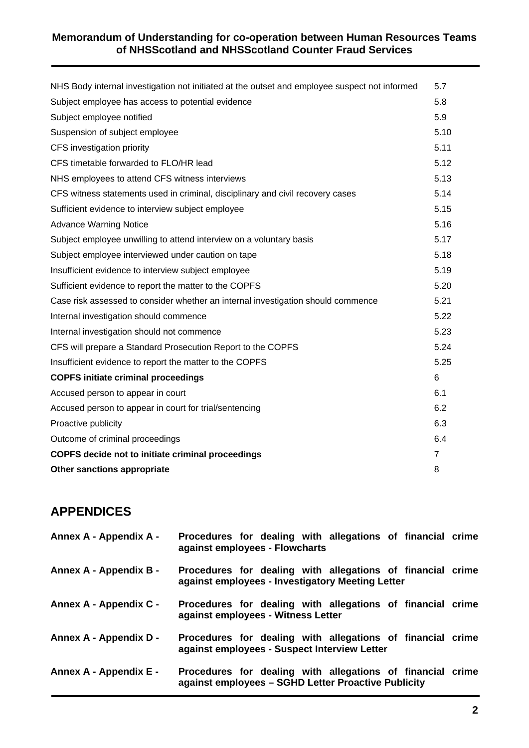| | |
|---|---|
| NHS Body internal investigation not initiated at the outset and employee suspect not informed | 5.7 |
| Subject employee has access to potential evidence | 5.8 |
| Subject employee notified | 5.9 |
| Suspension of subject employee | 5.10 |
| CFS investigation priority | 5.11 |
| CFS timetable forwarded to FLO/HR lead | 5.12 |
| NHS employees to attend CFS witness interviews | 5.13 |
| CFS witness statements used in criminal, disciplinary and civil recovery cases | 5.14 |
| Sufficient evidence to interview subject employee | 5.15 |
| Advance Warning Notice | 5.16 |
| Subject employee unwilling to attend interview on a voluntary basis | 5.17 |
| Subject employee interviewed under caution on tape | 5.18 |
| Insufficient evidence to interview subject employee | 5.19 |
| Sufficient evidence to report the matter to the COPFS | 5.20 |
| Case risk assessed to consider whether an internal investigation should commence | 5.21 |
| Internal investigation should commence | 5.22 |
| Internal investigation should not commence | 5.23 |
| CFS will prepare a Standard Prosecution Report to the COPFS | 5.24 |
| Insufficient evidence to report the matter to the COPFS | 5.25 |
| **COPFS initiate criminal proceedings** | 6 |
| Accused person to appear in court | 6.1 |
| Accused person to appear in court for trial/sentencing | 6.2 |
| Proactive publicity | 6.3 |
| Outcome of criminal proceedings | 6.4 |
| **COPFS decide not to initiate criminal proceedings** | 7 |
| **Other sanctions appropriate** | 8 |

## APPENDICES

| | |
|---|---|
| **Annex A - Appendix A -** | **Procedures for dealing with allegations of financial crime against employees - Flowcharts** |
| **Annex A - Appendix B -** | **Procedures for dealing with allegations of financial crime against employees - Investigatory Meeting Letter** |
| **Annex A - Appendix C -** | **Procedures for dealing with allegations of financial crime against employees - Witness Letter** |
| **Annex A - Appendix D -** | **Procedures for dealing with allegations of financial crime against employees - Suspect Interview Letter** |
| **Annex A - Appendix E -** | **Procedures for dealing with allegations of financial crime against employees – SGHD Letter Proactive Publicity** |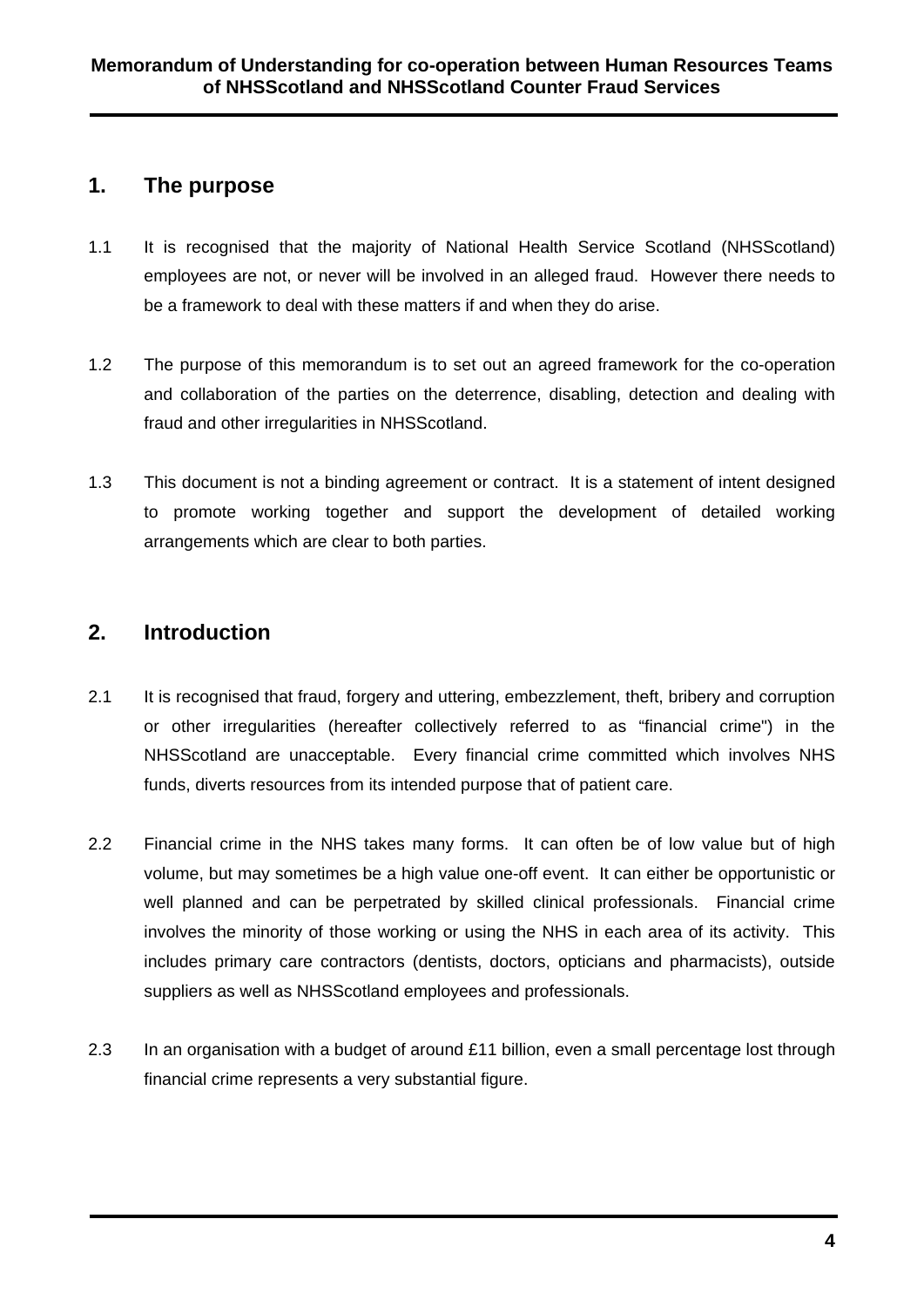## 1. The purpose

1.1 It is recognised that the majority of National Health Service Scotland (NHSScotland) employees are not, or never will be involved in an alleged fraud. However there needs to be a framework to deal with these matters if and when they do arise.

1.2 The purpose of this memorandum is to set out an agreed framework for the co-operation and collaboration of the parties on the deterrence, disabling, detection and dealing with fraud and other irregularities in NHSScotland.

1.3 This document is not a binding agreement or contract. It is a statement of intent designed to promote working together and support the development of detailed working arrangements which are clear to both parties.

## 2. Introduction

2.1 It is recognised that fraud, forgery and uttering, embezzlement, theft, bribery and corruption or other irregularities (hereafter collectively referred to as "financial crime") in the NHSScotland are unacceptable. Every financial crime committed which involves NHS funds, diverts resources from its intended purpose that of patient care.

2.2 Financial crime in the NHS takes many forms. It can often be of low value but of high volume, but may sometimes be a high value one-off event. It can either be opportunistic or well planned and can be perpetrated by skilled clinical professionals. Financial crime involves the minority of those working or using the NHS in each area of its activity. This includes primary care contractors (dentists, doctors, opticians and pharmacists), outside suppliers as well as NHSScotland employees and professionals.

2.3 In an organisation with a budget of around £11 billion, even a small percentage lost through financial crime represents a very substantial figure.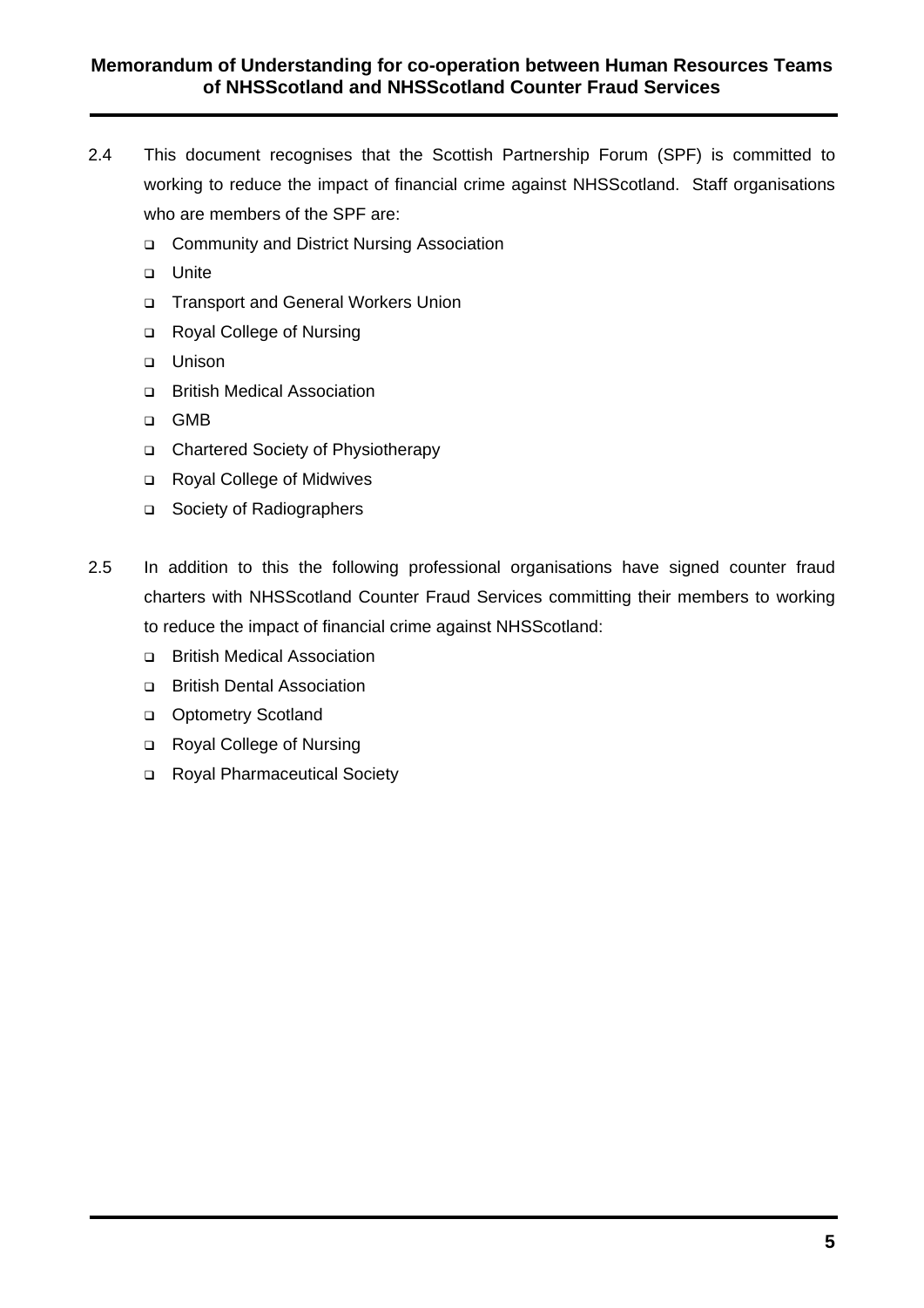2.4 This document recognises that the Scottish Partnership Forum (SPF) is committed to working to reduce the impact of financial crime against NHSScotland. Staff organisations who are members of the SPF are:

- Community and District Nursing Association
- Unite
- Transport and General Workers Union
- Royal College of Nursing
- Unison
- British Medical Association
- GMB
- Chartered Society of Physiotherapy
- Royal College of Midwives
- Society of Radiographers

2.5 In addition to this the following professional organisations have signed counter fraud charters with NHSScotland Counter Fraud Services committing their members to working to reduce the impact of financial crime against NHSScotland:

- British Medical Association
- British Dental Association
- Optometry Scotland
- Royal College of Nursing
- Royal Pharmaceutical Society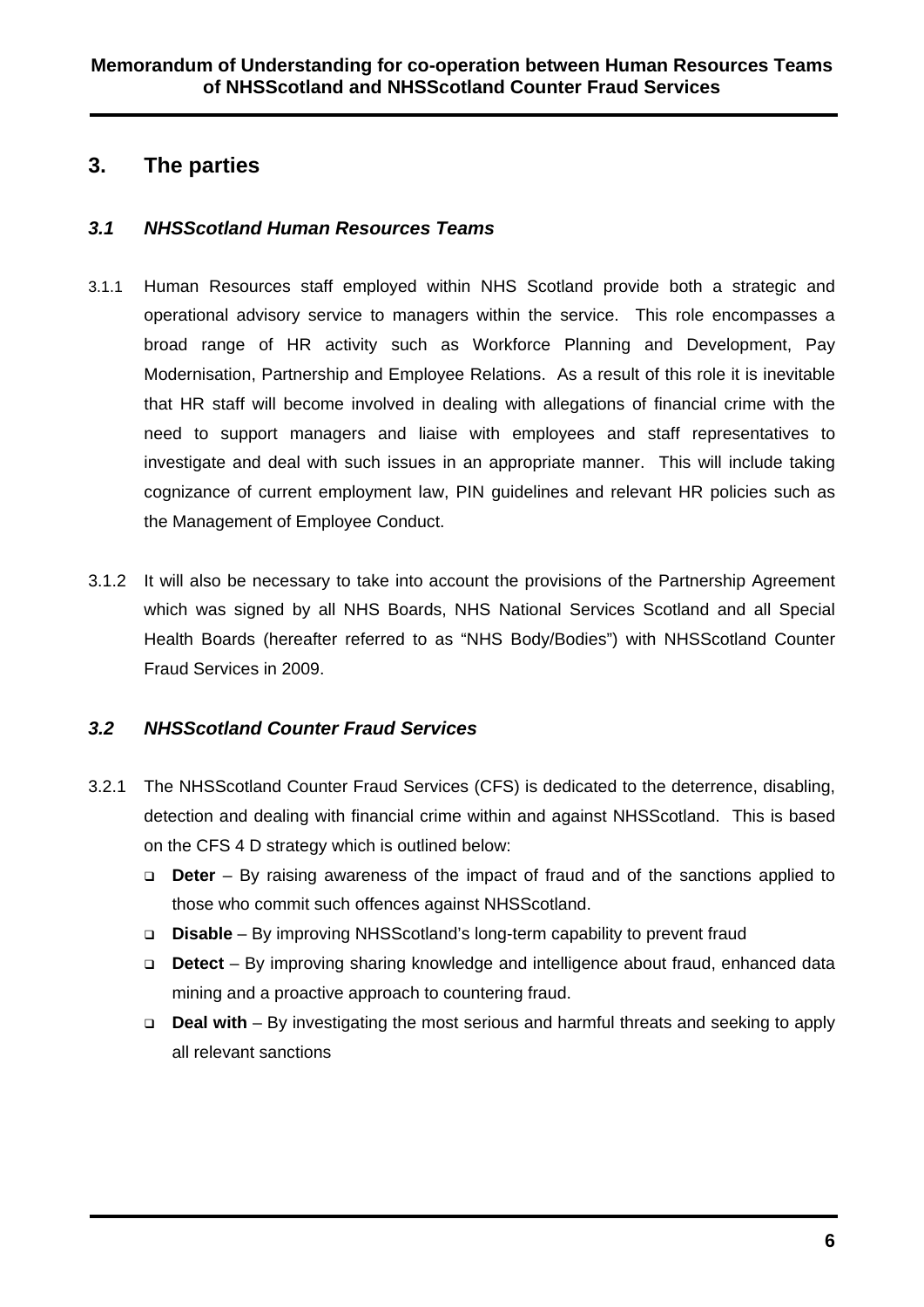## 3. The parties

### *3.1 NHSScotland Human Resources Teams*

3.1.1 Human Resources staff employed within NHS Scotland provide both a strategic and operational advisory service to managers within the service. This role encompasses a broad range of HR activity such as Workforce Planning and Development, Pay Modernisation, Partnership and Employee Relations. As a result of this role it is inevitable that HR staff will become involved in dealing with allegations of financial crime with the need to support managers and liaise with employees and staff representatives to investigate and deal with such issues in an appropriate manner. This will include taking cognizance of current employment law, PIN guidelines and relevant HR policies such as the Management of Employee Conduct.

3.1.2 It will also be necessary to take into account the provisions of the Partnership Agreement which was signed by all NHS Boards, NHS National Services Scotland and all Special Health Boards (hereafter referred to as "NHS Body/Bodies") with NHSScotland Counter Fraud Services in 2009.

### *3.2 NHSScotland Counter Fraud Services*

3.2.1 The NHSScotland Counter Fraud Services (CFS) is dedicated to the deterrence, disabling, detection and dealing with financial crime within and against NHSScotland. This is based on the CFS 4 D strategy which is outlined below:

- **Deter** – By raising awareness of the impact of fraud and of the sanctions applied to those who commit such offences against NHSScotland.
- **Disable** – By improving NHSScotland's long-term capability to prevent fraud
- **Detect** – By improving sharing knowledge and intelligence about fraud, enhanced data mining and a proactive approach to countering fraud.
- **Deal with** – By investigating the most serious and harmful threats and seeking to apply all relevant sanctions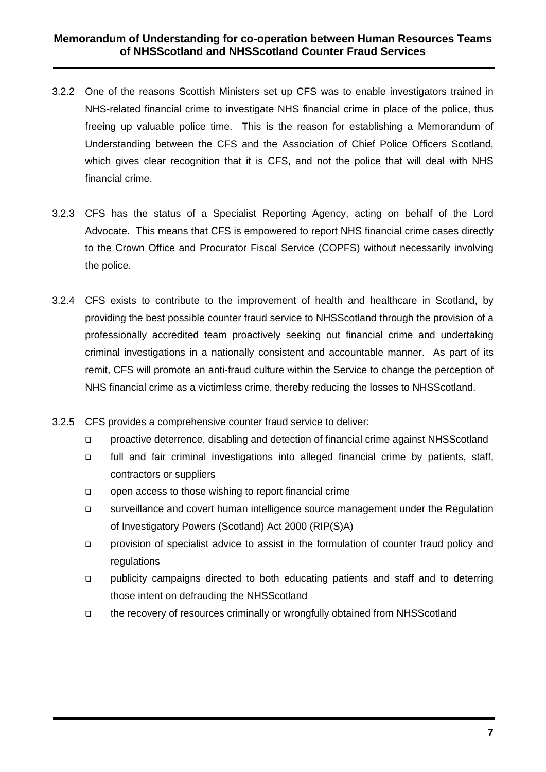3.2.2 One of the reasons Scottish Ministers set up CFS was to enable investigators trained in NHS-related financial crime to investigate NHS financial crime in place of the police, thus freeing up valuable police time. This is the reason for establishing a Memorandum of Understanding between the CFS and the Association of Chief Police Officers Scotland, which gives clear recognition that it is CFS, and not the police that will deal with NHS financial crime.

3.2.3 CFS has the status of a Specialist Reporting Agency, acting on behalf of the Lord Advocate. This means that CFS is empowered to report NHS financial crime cases directly to the Crown Office and Procurator Fiscal Service (COPFS) without necessarily involving the police.

3.2.4 CFS exists to contribute to the improvement of health and healthcare in Scotland, by providing the best possible counter fraud service to NHSScotland through the provision of a professionally accredited team proactively seeking out financial crime and undertaking criminal investigations in a nationally consistent and accountable manner. As part of its remit, CFS will promote an anti-fraud culture within the Service to change the perception of NHS financial crime as a victimless crime, thereby reducing the losses to NHSScotland.

3.2.5 CFS provides a comprehensive counter fraud service to deliver:

- proactive deterrence, disabling and detection of financial crime against NHSScotland
- full and fair criminal investigations into alleged financial crime by patients, staff, contractors or suppliers
- open access to those wishing to report financial crime
- surveillance and covert human intelligence source management under the Regulation of Investigatory Powers (Scotland) Act 2000 (RIP(S)A)
- provision of specialist advice to assist in the formulation of counter fraud policy and regulations
- publicity campaigns directed to both educating patients and staff and to deterring those intent on defrauding the NHSScotland
- the recovery of resources criminally or wrongfully obtained from NHSScotland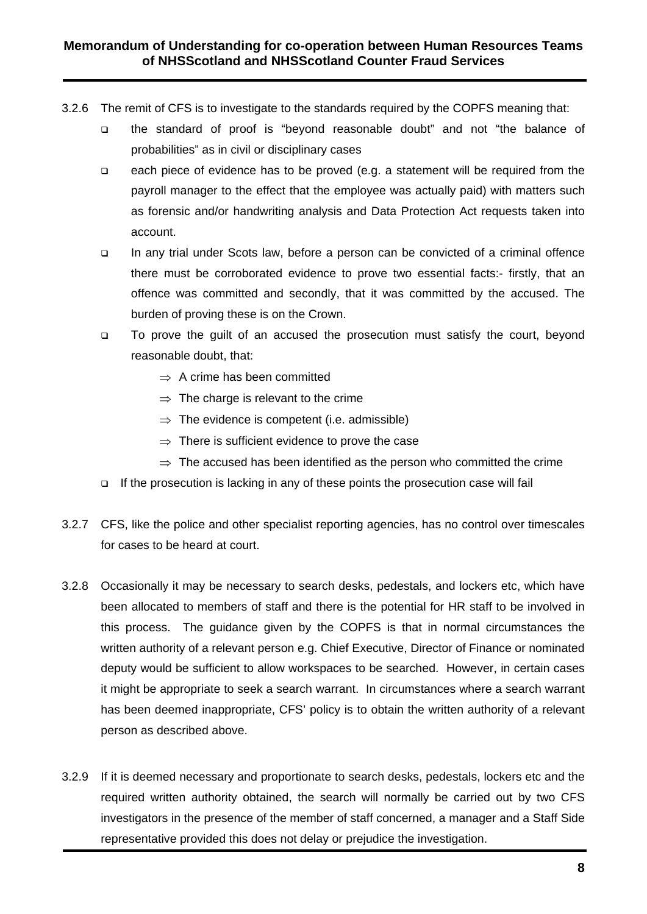3.2.6 The remit of CFS is to investigate to the standards required by the COPFS meaning that:

- the standard of proof is "beyond reasonable doubt" and not "the balance of probabilities" as in civil or disciplinary cases
- each piece of evidence has to be proved (e.g. a statement will be required from the payroll manager to the effect that the employee was actually paid) with matters such as forensic and/or handwriting analysis and Data Protection Act requests taken into account.
- In any trial under Scots law, before a person can be convicted of a criminal offence there must be corroborated evidence to prove two essential facts:- firstly, that an offence was committed and secondly, that it was committed by the accused. The burden of proving these is on the Crown.
- To prove the guilt of an accused the prosecution must satisfy the court, beyond reasonable doubt, that:
    - ⇒ A crime has been committed
    - ⇒ The charge is relevant to the crime
    - ⇒ The evidence is competent (i.e. admissible)
    - ⇒ There is sufficient evidence to prove the case
    - ⇒ The accused has been identified as the person who committed the crime
- If the prosecution is lacking in any of these points the prosecution case will fail

3.2.7 CFS, like the police and other specialist reporting agencies, has no control over timescales for cases to be heard at court.

3.2.8 Occasionally it may be necessary to search desks, pedestals, and lockers etc, which have been allocated to members of staff and there is the potential for HR staff to be involved in this process. The guidance given by the COPFS is that in normal circumstances the written authority of a relevant person e.g. Chief Executive, Director of Finance or nominated deputy would be sufficient to allow workspaces to be searched. However, in certain cases it might be appropriate to seek a search warrant. In circumstances where a search warrant has been deemed inappropriate, CFS' policy is to obtain the written authority of a relevant person as described above.

3.2.9 If it is deemed necessary and proportionate to search desks, pedestals, lockers etc and the required written authority obtained, the search will normally be carried out by two CFS investigators in the presence of the member of staff concerned, a manager and a Staff Side representative provided this does not delay or prejudice the investigation.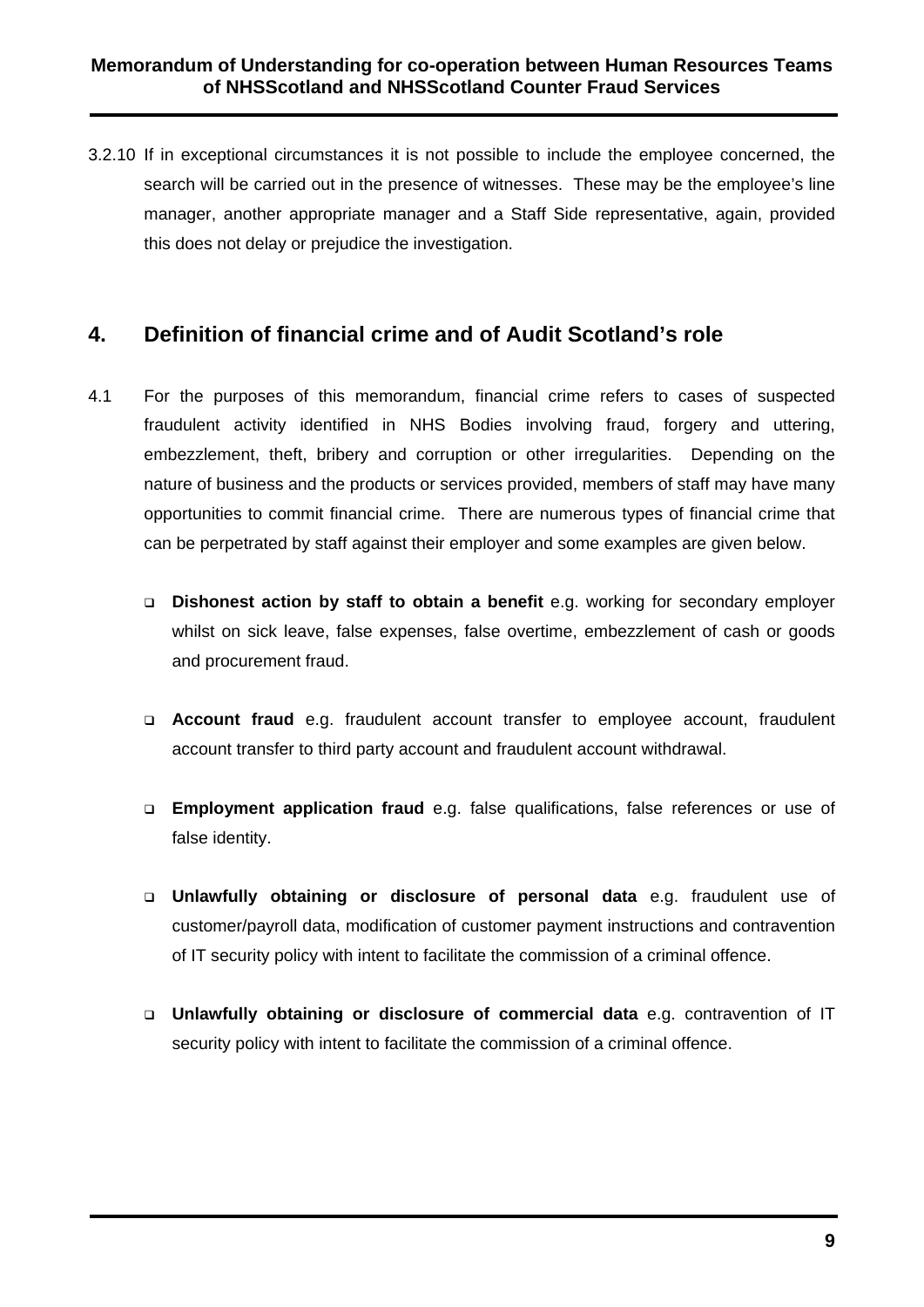3.2.10 If in exceptional circumstances it is not possible to include the employee concerned, the search will be carried out in the presence of witnesses. These may be the employee's line manager, another appropriate manager and a Staff Side representative, again, provided this does not delay or prejudice the investigation.

## 4. Definition of financial crime and of Audit Scotland's role

4.1 For the purposes of this memorandum, financial crime refers to cases of suspected fraudulent activity identified in NHS Bodies involving fraud, forgery and uttering, embezzlement, theft, bribery and corruption or other irregularities. Depending on the nature of business and the products or services provided, members of staff may have many opportunities to commit financial crime. There are numerous types of financial crime that can be perpetrated by staff against their employer and some examples are given below.

- **Dishonest action by staff to obtain a benefit** e.g. working for secondary employer whilst on sick leave, false expenses, false overtime, embezzlement of cash or goods and procurement fraud.

- **Account fraud** e.g. fraudulent account transfer to employee account, fraudulent account transfer to third party account and fraudulent account withdrawal.

- **Employment application fraud** e.g. false qualifications, false references or use of false identity.

- **Unlawfully obtaining or disclosure of personal data** e.g. fraudulent use of customer/payroll data, modification of customer payment instructions and contravention of IT security policy with intent to facilitate the commission of a criminal offence.

- **Unlawfully obtaining or disclosure of commercial data** e.g. contravention of IT security policy with intent to facilitate the commission of a criminal offence.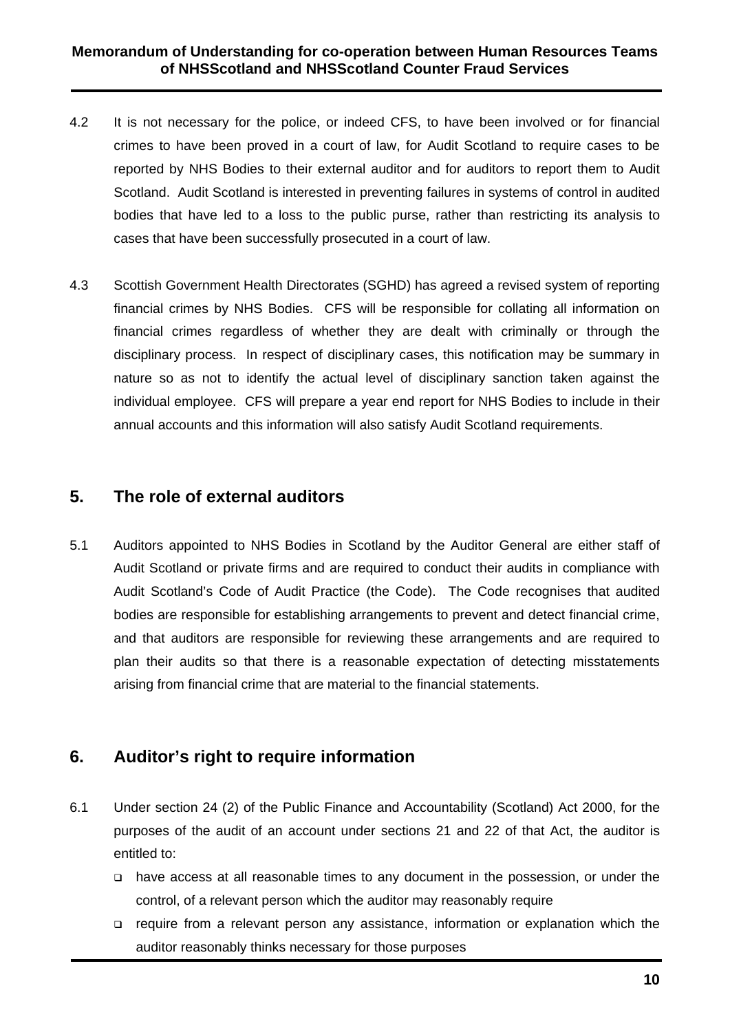4.2 It is not necessary for the police, or indeed CFS, to have been involved or for financial crimes to have been proved in a court of law, for Audit Scotland to require cases to be reported by NHS Bodies to their external auditor and for auditors to report them to Audit Scotland. Audit Scotland is interested in preventing failures in systems of control in audited bodies that have led to a loss to the public purse, rather than restricting its analysis to cases that have been successfully prosecuted in a court of law.

4.3 Scottish Government Health Directorates (SGHD) has agreed a revised system of reporting financial crimes by NHS Bodies. CFS will be responsible for collating all information on financial crimes regardless of whether they are dealt with criminally or through the disciplinary process. In respect of disciplinary cases, this notification may be summary in nature so as not to identify the actual level of disciplinary sanction taken against the individual employee. CFS will prepare a year end report for NHS Bodies to include in their annual accounts and this information will also satisfy Audit Scotland requirements.

## 5. The role of external auditors

5.1 Auditors appointed to NHS Bodies in Scotland by the Auditor General are either staff of Audit Scotland or private firms and are required to conduct their audits in compliance with Audit Scotland's Code of Audit Practice (the Code). The Code recognises that audited bodies are responsible for establishing arrangements to prevent and detect financial crime, and that auditors are responsible for reviewing these arrangements and are required to plan their audits so that there is a reasonable expectation of detecting misstatements arising from financial crime that are material to the financial statements.

## 6. Auditor's right to require information

6.1 Under section 24 (2) of the Public Finance and Accountability (Scotland) Act 2000, for the purposes of the audit of an account under sections 21 and 22 of that Act, the auditor is entitled to:

- have access at all reasonable times to any document in the possession, or under the control, of a relevant person which the auditor may reasonably require
- require from a relevant person any assistance, information or explanation which the auditor reasonably thinks necessary for those purposes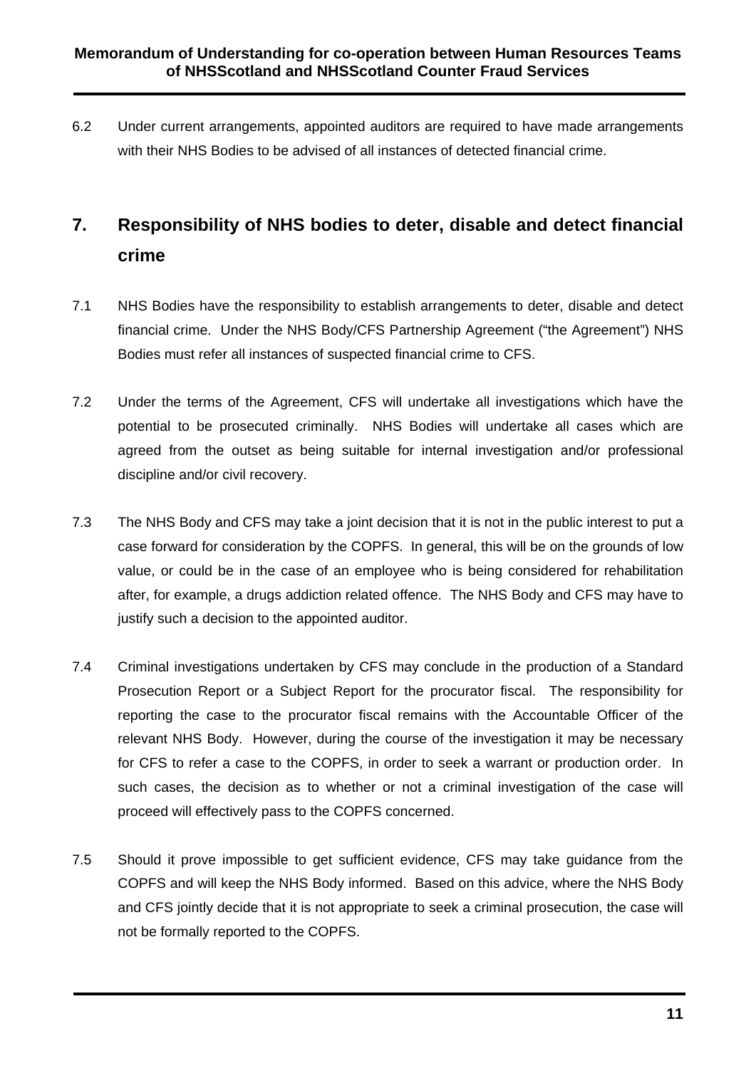6.2 Under current arrangements, appointed auditors are required to have made arrangements with their NHS Bodies to be advised of all instances of detected financial crime.

## 7. Responsibility of NHS bodies to deter, disable and detect financial crime

7.1 NHS Bodies have the responsibility to establish arrangements to deter, disable and detect financial crime. Under the NHS Body/CFS Partnership Agreement ("the Agreement") NHS Bodies must refer all instances of suspected financial crime to CFS.

7.2 Under the terms of the Agreement, CFS will undertake all investigations which have the potential to be prosecuted criminally. NHS Bodies will undertake all cases which are agreed from the outset as being suitable for internal investigation and/or professional discipline and/or civil recovery.

7.3 The NHS Body and CFS may take a joint decision that it is not in the public interest to put a case forward for consideration by the COPFS. In general, this will be on the grounds of low value, or could be in the case of an employee who is being considered for rehabilitation after, for example, a drugs addiction related offence. The NHS Body and CFS may have to justify such a decision to the appointed auditor.

7.4 Criminal investigations undertaken by CFS may conclude in the production of a Standard Prosecution Report or a Subject Report for the procurator fiscal. The responsibility for reporting the case to the procurator fiscal remains with the Accountable Officer of the relevant NHS Body. However, during the course of the investigation it may be necessary for CFS to refer a case to the COPFS, in order to seek a warrant or production order. In such cases, the decision as to whether or not a criminal investigation of the case will proceed will effectively pass to the COPFS concerned.

7.5 Should it prove impossible to get sufficient evidence, CFS may take guidance from the COPFS and will keep the NHS Body informed. Based on this advice, where the NHS Body and CFS jointly decide that it is not appropriate to seek a criminal prosecution, the case will not be formally reported to the COPFS.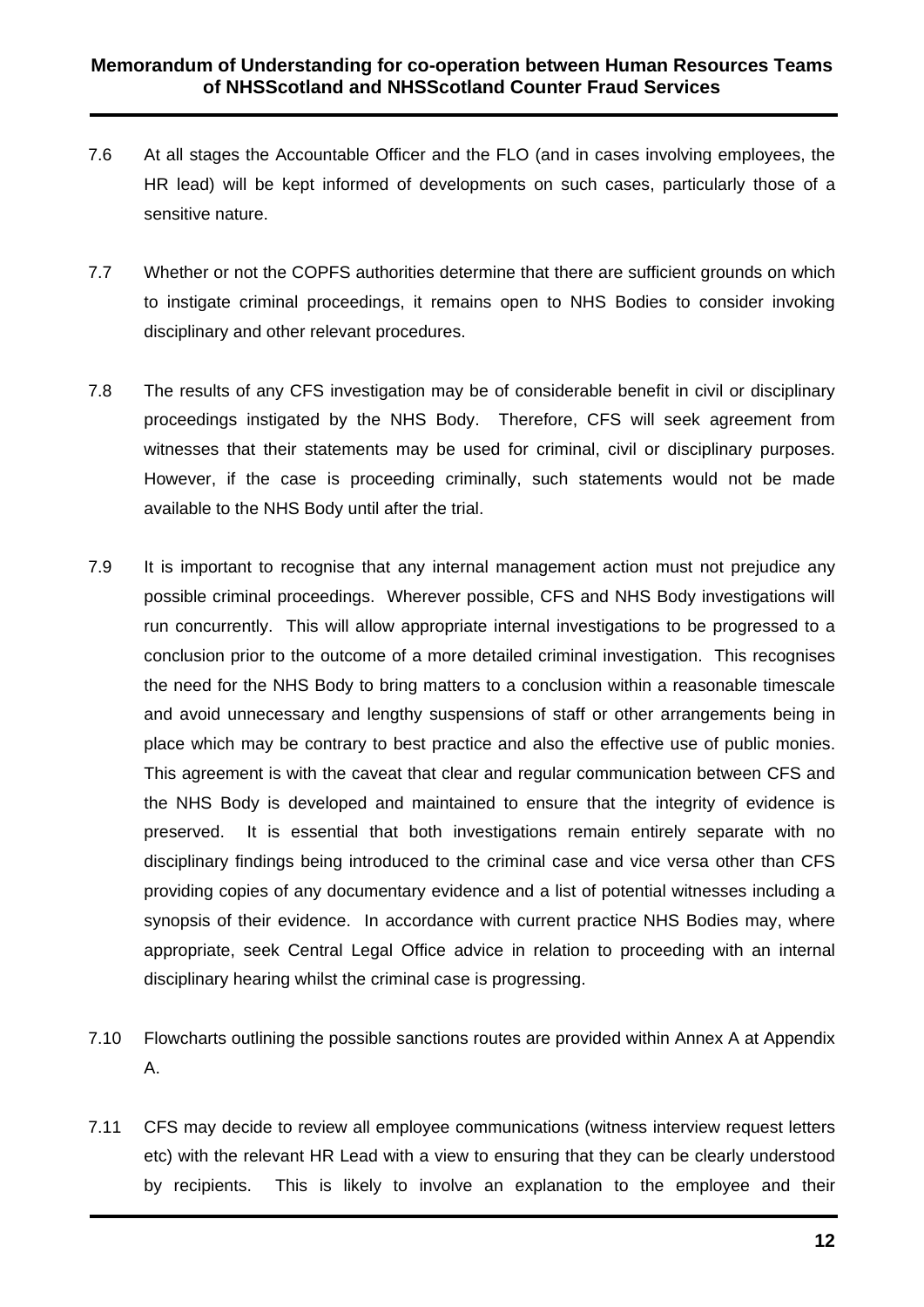7.6 At all stages the Accountable Officer and the FLO (and in cases involving employees, the HR lead) will be kept informed of developments on such cases, particularly those of a sensitive nature.

7.7 Whether or not the COPFS authorities determine that there are sufficient grounds on which to instigate criminal proceedings, it remains open to NHS Bodies to consider invoking disciplinary and other relevant procedures.

7.8 The results of any CFS investigation may be of considerable benefit in civil or disciplinary proceedings instigated by the NHS Body. Therefore, CFS will seek agreement from witnesses that their statements may be used for criminal, civil or disciplinary purposes. However, if the case is proceeding criminally, such statements would not be made available to the NHS Body until after the trial.

7.9 It is important to recognise that any internal management action must not prejudice any possible criminal proceedings. Wherever possible, CFS and NHS Body investigations will run concurrently. This will allow appropriate internal investigations to be progressed to a conclusion prior to the outcome of a more detailed criminal investigation. This recognises the need for the NHS Body to bring matters to a conclusion within a reasonable timescale and avoid unnecessary and lengthy suspensions of staff or other arrangements being in place which may be contrary to best practice and also the effective use of public monies. This agreement is with the caveat that clear and regular communication between CFS and the NHS Body is developed and maintained to ensure that the integrity of evidence is preserved. It is essential that both investigations remain entirely separate with no disciplinary findings being introduced to the criminal case and vice versa other than CFS providing copies of any documentary evidence and a list of potential witnesses including a synopsis of their evidence. In accordance with current practice NHS Bodies may, where appropriate, seek Central Legal Office advice in relation to proceeding with an internal disciplinary hearing whilst the criminal case is progressing.

7.10 Flowcharts outlining the possible sanctions routes are provided within Annex A at Appendix A.

7.11 CFS may decide to review all employee communications (witness interview request letters etc) with the relevant HR Lead with a view to ensuring that they can be clearly understood by recipients. This is likely to involve an explanation to the employee and their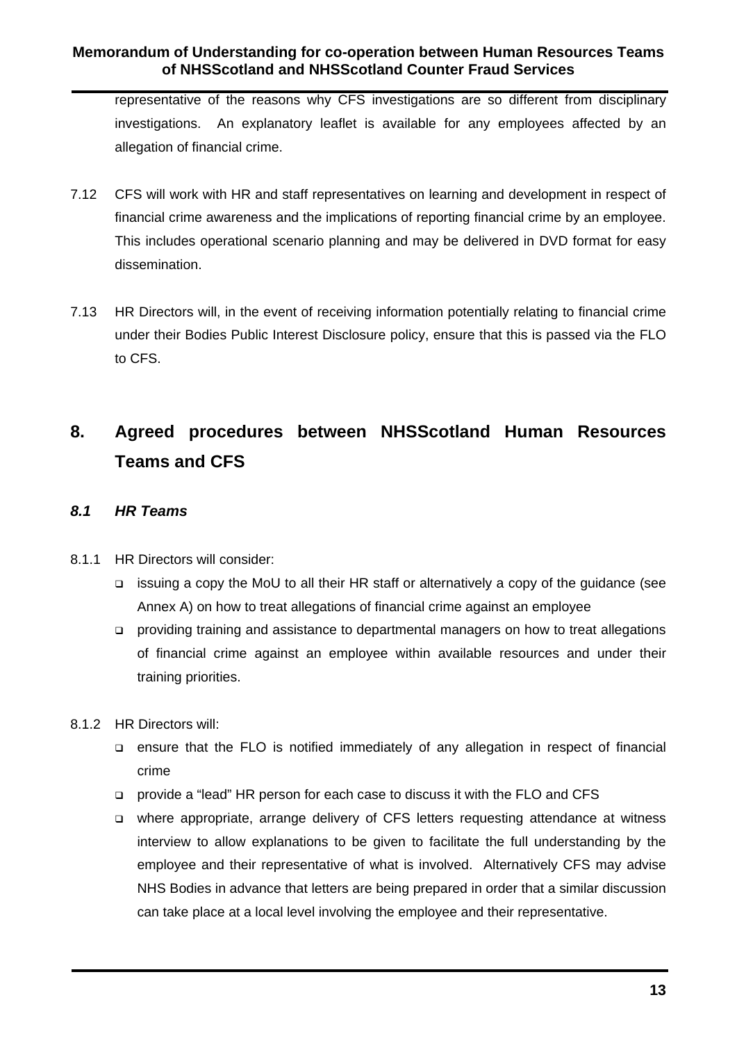representative of the reasons why CFS investigations are so different from disciplinary investigations. An explanatory leaflet is available for any employees affected by an allegation of financial crime.

7.12 CFS will work with HR and staff representatives on learning and development in respect of financial crime awareness and the implications of reporting financial crime by an employee. This includes operational scenario planning and may be delivered in DVD format for easy dissemination.

7.13 HR Directors will, in the event of receiving information potentially relating to financial crime under their Bodies Public Interest Disclosure policy, ensure that this is passed via the FLO to CFS.

## 8. Agreed procedures between NHSScotland Human Resources Teams and CFS

### *8.1 HR Teams*

8.1.1 HR Directors will consider:

- issuing a copy the MoU to all their HR staff or alternatively a copy of the guidance (see Annex A) on how to treat allegations of financial crime against an employee
- providing training and assistance to departmental managers on how to treat allegations of financial crime against an employee within available resources and under their training priorities.

8.1.2 HR Directors will:

- ensure that the FLO is notified immediately of any allegation in respect of financial crime
- provide a "lead" HR person for each case to discuss it with the FLO and CFS
- where appropriate, arrange delivery of CFS letters requesting attendance at witness interview to allow explanations to be given to facilitate the full understanding by the employee and their representative of what is involved. Alternatively CFS may advise NHS Bodies in advance that letters are being prepared in order that a similar discussion can take place at a local level involving the employee and their representative.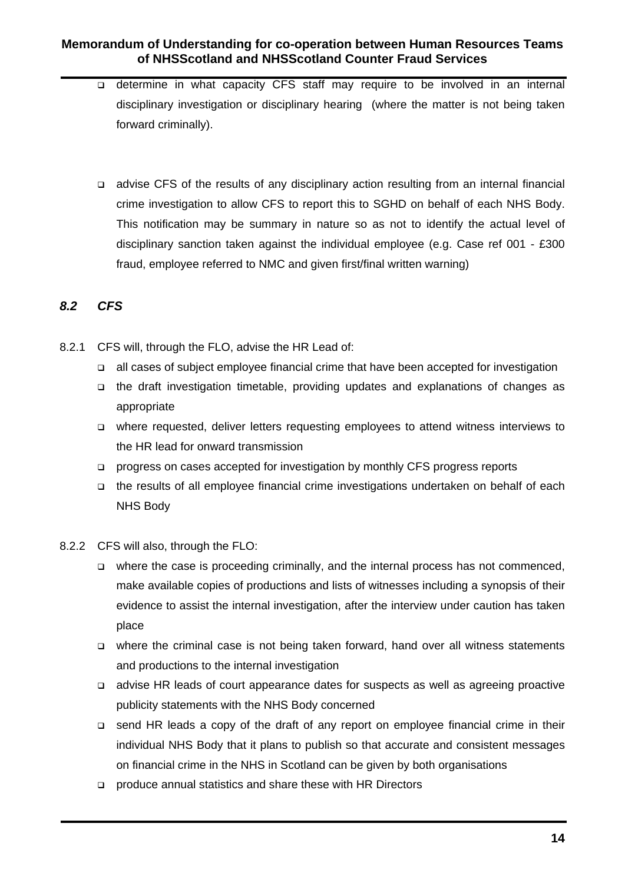- determine in what capacity CFS staff may require to be involved in an internal disciplinary investigation or disciplinary hearing (where the matter is not being taken forward criminally).

- advise CFS of the results of any disciplinary action resulting from an internal financial crime investigation to allow CFS to report this to SGHD on behalf of each NHS Body. This notification may be summary in nature so as not to identify the actual level of disciplinary sanction taken against the individual employee (e.g. Case ref 001 - £300 fraud, employee referred to NMC and given first/final written warning)

### *8.2 CFS*

8.2.1 CFS will, through the FLO, advise the HR Lead of:

- all cases of subject employee financial crime that have been accepted for investigation
- the draft investigation timetable, providing updates and explanations of changes as appropriate
- where requested, deliver letters requesting employees to attend witness interviews to the HR lead for onward transmission
- progress on cases accepted for investigation by monthly CFS progress reports
- the results of all employee financial crime investigations undertaken on behalf of each NHS Body

8.2.2 CFS will also, through the FLO:

- where the case is proceeding criminally, and the internal process has not commenced, make available copies of productions and lists of witnesses including a synopsis of their evidence to assist the internal investigation, after the interview under caution has taken place
- where the criminal case is not being taken forward, hand over all witness statements and productions to the internal investigation
- advise HR leads of court appearance dates for suspects as well as agreeing proactive publicity statements with the NHS Body concerned
- send HR leads a copy of the draft of any report on employee financial crime in their individual NHS Body that it plans to publish so that accurate and consistent messages on financial crime in the NHS in Scotland can be given by both organisations
- produce annual statistics and share these with HR Directors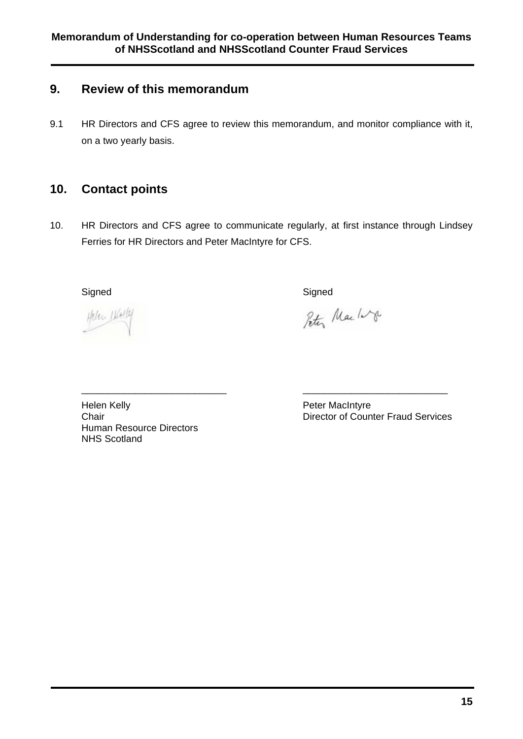## 9. Review of this memorandum

9.1 HR Directors and CFS agree to review this memorandum, and monitor compliance with it, on a two yearly basis.

## 10. Contact points

10. HR Directors and CFS agree to communicate regularly, at first instance through Lindsey Ferries for HR Directors and Peter MacIntyre for CFS.

Signed

Helen Kelly
Chair
Human Resource Directors
NHS Scotland

Signed

Peter MacIntyre
Director of Counter Fraud Services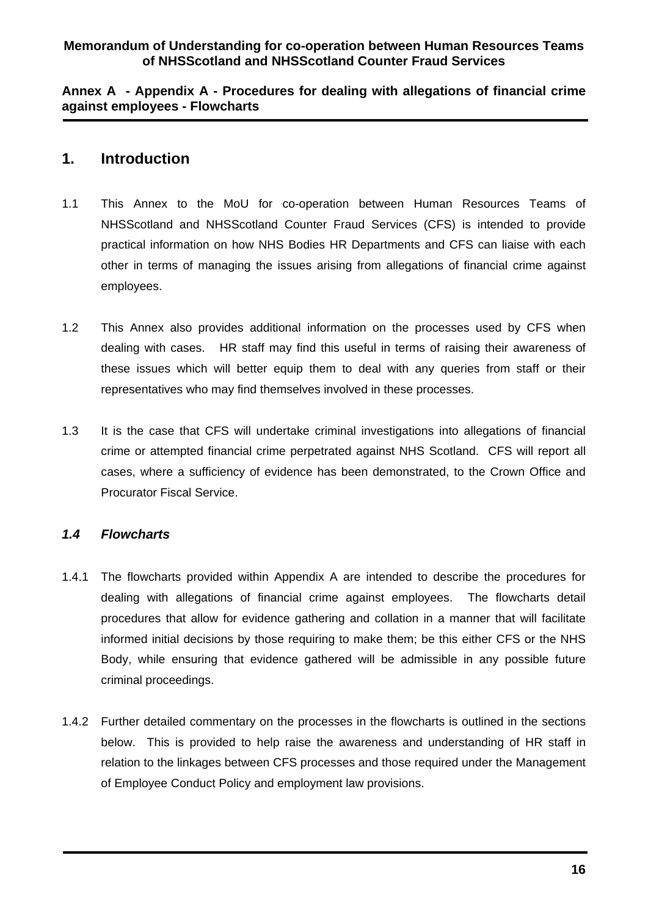**Annex A - Appendix A - Procedures for dealing with allegations of financial crime against employees - Flowcharts**

## 1. Introduction

1.1 This Annex to the MoU for co-operation between Human Resources Teams of NHSScotland and NHSScotland Counter Fraud Services (CFS) is intended to provide practical information on how NHS Bodies HR Departments and CFS can liaise with each other in terms of managing the issues arising from allegations of financial crime against employees.

1.2 This Annex also provides additional information on the processes used by CFS when dealing with cases. HR staff may find this useful in terms of raising their awareness of these issues which will better equip them to deal with any queries from staff or their representatives who may find themselves involved in these processes.

1.3 It is the case that CFS will undertake criminal investigations into allegations of financial crime or attempted financial crime perpetrated against NHS Scotland. CFS will report all cases, where a sufficiency of evidence has been demonstrated, to the Crown Office and Procurator Fiscal Service.

### *1.4 Flowcharts*

1.4.1 The flowcharts provided within Appendix A are intended to describe the procedures for dealing with allegations of financial crime against employees. The flowcharts detail procedures that allow for evidence gathering and collation in a manner that will facilitate informed initial decisions by those requiring to make them; be this either CFS or the NHS Body, while ensuring that evidence gathered will be admissible in any possible future criminal proceedings.

1.4.2 Further detailed commentary on the processes in the flowcharts is outlined in the sections below. This is provided to help raise the awareness and understanding of HR staff in relation to the linkages between CFS processes and those required under the Management of Employee Conduct Policy and employment law provisions.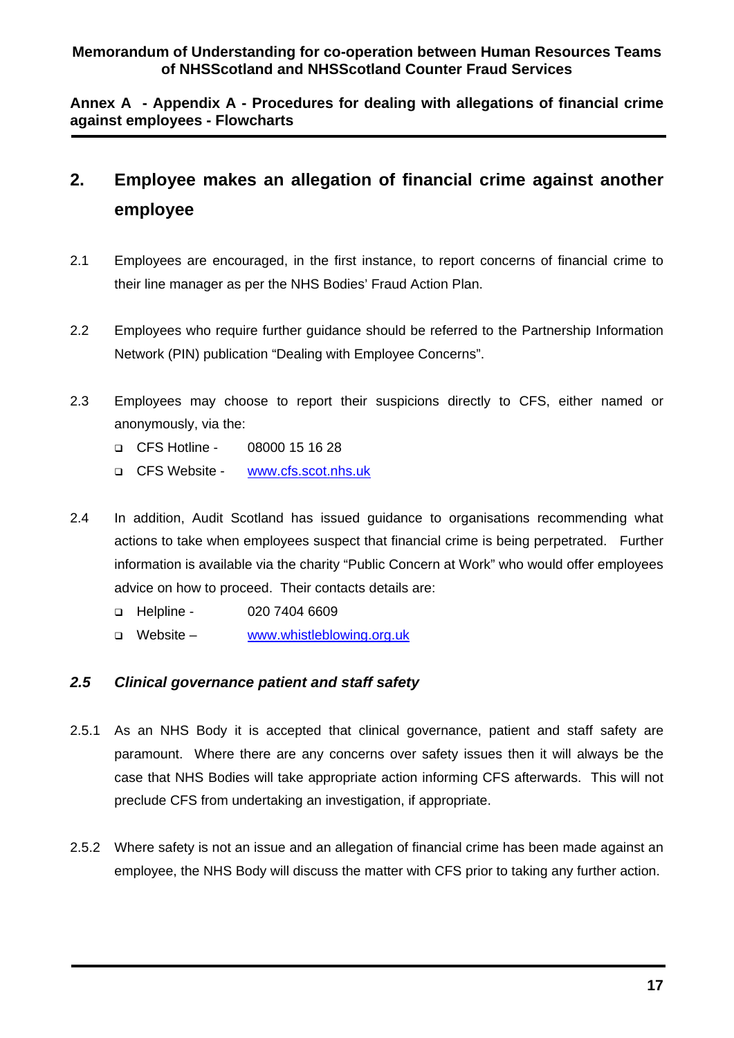## 2. Employee makes an allegation of financial crime against another employee

2.1 Employees are encouraged, in the first instance, to report concerns of financial crime to their line manager as per the NHS Bodies' Fraud Action Plan.

2.2 Employees who require further guidance should be referred to the Partnership Information Network (PIN) publication "Dealing with Employee Concerns".

2.3 Employees may choose to report their suspicions directly to CFS, either named or anonymously, via the:

- CFS Hotline - 08000 15 16 28
- CFS Website - www.cfs.scot.nhs.uk

2.4 In addition, Audit Scotland has issued guidance to organisations recommending what actions to take when employees suspect that financial crime is being perpetrated. Further information is available via the charity "Public Concern at Work" who would offer employees advice on how to proceed. Their contacts details are:

- Helpline - 020 7404 6609
- Website – www.whistleblowing.org.uk

### *2.5 Clinical governance patient and staff safety*

2.5.1 As an NHS Body it is accepted that clinical governance, patient and staff safety are paramount. Where there are any concerns over safety issues then it will always be the case that NHS Bodies will take appropriate action informing CFS afterwards. This will not preclude CFS from undertaking an investigation, if appropriate.

2.5.2 Where safety is not an issue and an allegation of financial crime has been made against an employee, the NHS Body will discuss the matter with CFS prior to taking any further action.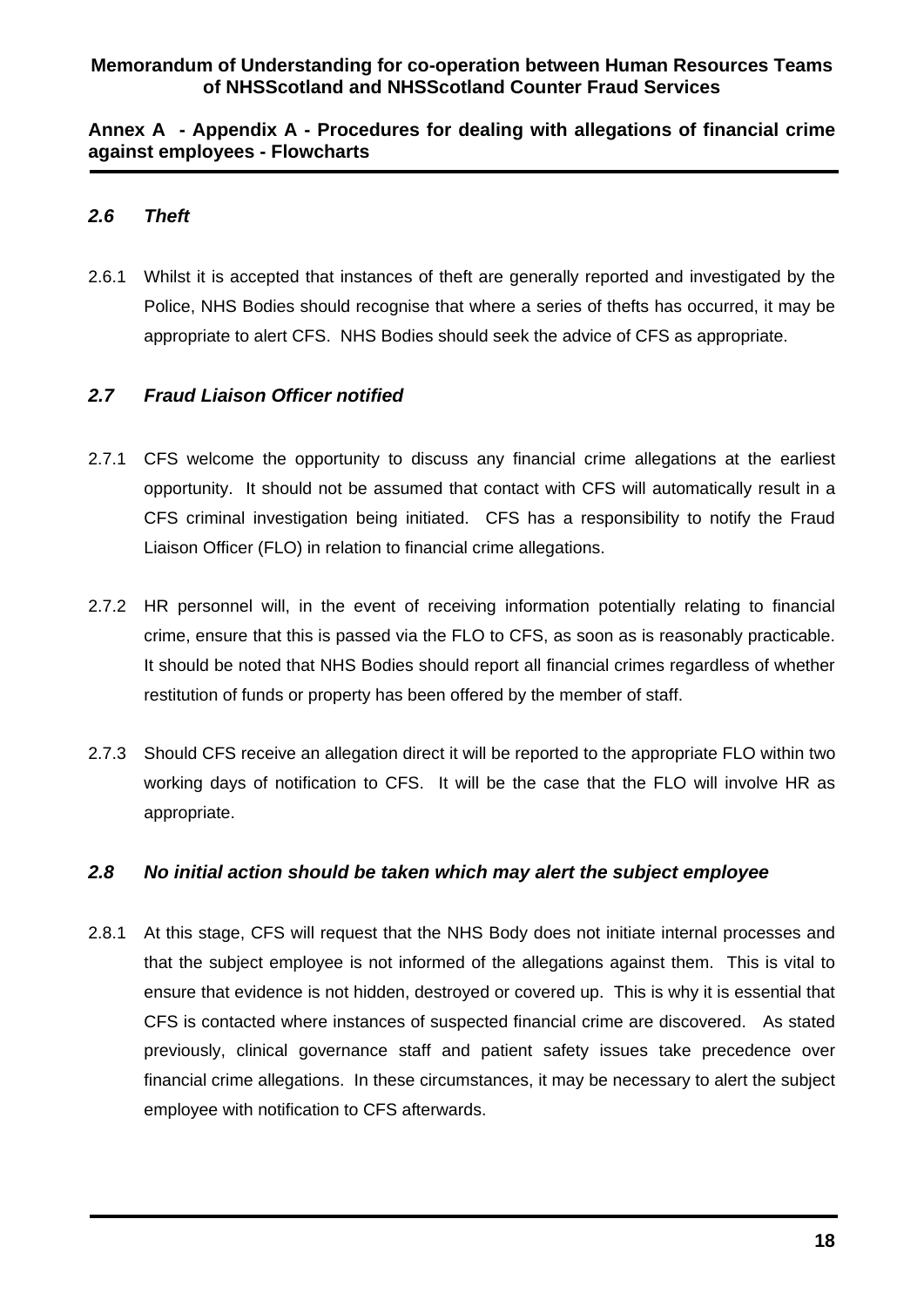### *2.6 Theft*

2.6.1 Whilst it is accepted that instances of theft are generally reported and investigated by the Police, NHS Bodies should recognise that where a series of thefts has occurred, it may be appropriate to alert CFS. NHS Bodies should seek the advice of CFS as appropriate.

### *2.7 Fraud Liaison Officer notified*

2.7.1 CFS welcome the opportunity to discuss any financial crime allegations at the earliest opportunity. It should not be assumed that contact with CFS will automatically result in a CFS criminal investigation being initiated. CFS has a responsibility to notify the Fraud Liaison Officer (FLO) in relation to financial crime allegations.

2.7.2 HR personnel will, in the event of receiving information potentially relating to financial crime, ensure that this is passed via the FLO to CFS, as soon as is reasonably practicable. It should be noted that NHS Bodies should report all financial crimes regardless of whether restitution of funds or property has been offered by the member of staff.

2.7.3 Should CFS receive an allegation direct it will be reported to the appropriate FLO within two working days of notification to CFS. It will be the case that the FLO will involve HR as appropriate.

### *2.8 No initial action should be taken which may alert the subject employee*

2.8.1 At this stage, CFS will request that the NHS Body does not initiate internal processes and that the subject employee is not informed of the allegations against them. This is vital to ensure that evidence is not hidden, destroyed or covered up. This is why it is essential that CFS is contacted where instances of suspected financial crime are discovered. As stated previously, clinical governance staff and patient safety issues take precedence over financial crime allegations. In these circumstances, it may be necessary to alert the subject employee with notification to CFS afterwards.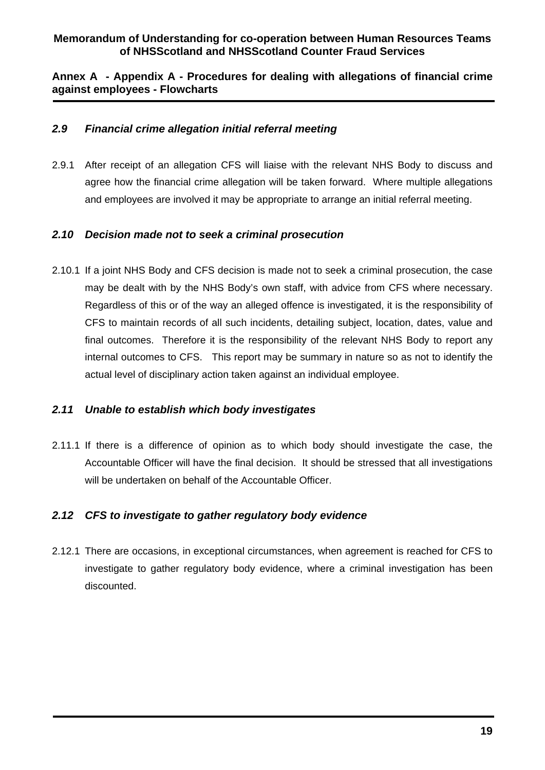### *2.9 Financial crime allegation initial referral meeting*

2.9.1 After receipt of an allegation CFS will liaise with the relevant NHS Body to discuss and agree how the financial crime allegation will be taken forward. Where multiple allegations and employees are involved it may be appropriate to arrange an initial referral meeting.

### *2.10 Decision made not to seek a criminal prosecution*

2.10.1 If a joint NHS Body and CFS decision is made not to seek a criminal prosecution, the case may be dealt with by the NHS Body's own staff, with advice from CFS where necessary. Regardless of this or of the way an alleged offence is investigated, it is the responsibility of CFS to maintain records of all such incidents, detailing subject, location, dates, value and final outcomes. Therefore it is the responsibility of the relevant NHS Body to report any internal outcomes to CFS. This report may be summary in nature so as not to identify the actual level of disciplinary action taken against an individual employee.

### *2.11 Unable to establish which body investigates*

2.11.1 If there is a difference of opinion as to which body should investigate the case, the Accountable Officer will have the final decision. It should be stressed that all investigations will be undertaken on behalf of the Accountable Officer.

### *2.12 CFS to investigate to gather regulatory body evidence*

2.12.1 There are occasions, in exceptional circumstances, when agreement is reached for CFS to investigate to gather regulatory body evidence, where a criminal investigation has been discounted.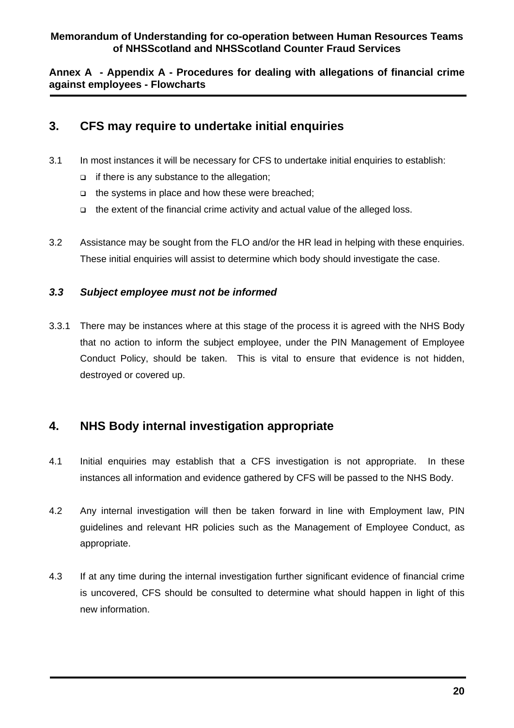## 3. CFS may require to undertake initial enquiries

3.1 In most instances it will be necessary for CFS to undertake initial enquiries to establish:

- if there is any substance to the allegation;
- the systems in place and how these were breached;
- the extent of the financial crime activity and actual value of the alleged loss.

3.2 Assistance may be sought from the FLO and/or the HR lead in helping with these enquiries. These initial enquiries will assist to determine which body should investigate the case.

### *3.3 Subject employee must not be informed*

3.3.1 There may be instances where at this stage of the process it is agreed with the NHS Body that no action to inform the subject employee, under the PIN Management of Employee Conduct Policy, should be taken. This is vital to ensure that evidence is not hidden, destroyed or covered up.

## 4. NHS Body internal investigation appropriate

4.1 Initial enquiries may establish that a CFS investigation is not appropriate. In these instances all information and evidence gathered by CFS will be passed to the NHS Body.

4.2 Any internal investigation will then be taken forward in line with Employment law, PIN guidelines and relevant HR policies such as the Management of Employee Conduct, as appropriate.

4.3 If at any time during the internal investigation further significant evidence of financial crime is uncovered, CFS should be consulted to determine what should happen in light of this new information.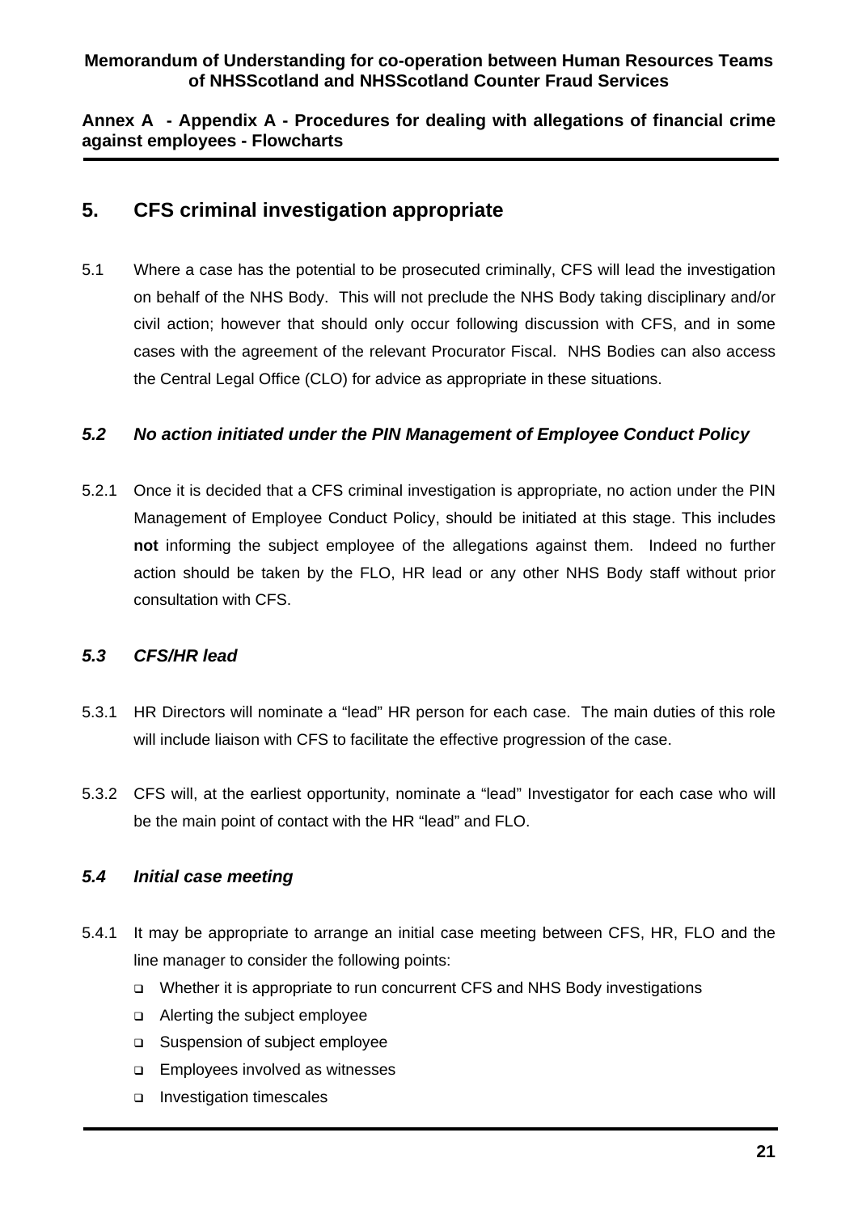## 5. CFS criminal investigation appropriate

5.1 Where a case has the potential to be prosecuted criminally, CFS will lead the investigation on behalf of the NHS Body. This will not preclude the NHS Body taking disciplinary and/or civil action; however that should only occur following discussion with CFS, and in some cases with the agreement of the relevant Procurator Fiscal. NHS Bodies can also access the Central Legal Office (CLO) for advice as appropriate in these situations.

### *5.2 No action initiated under the PIN Management of Employee Conduct Policy*

5.2.1 Once it is decided that a CFS criminal investigation is appropriate, no action under the PIN Management of Employee Conduct Policy, should be initiated at this stage. This includes **not** informing the subject employee of the allegations against them. Indeed no further action should be taken by the FLO, HR lead or any other NHS Body staff without prior consultation with CFS.

### *5.3 CFS/HR lead*

5.3.1 HR Directors will nominate a "lead" HR person for each case. The main duties of this role will include liaison with CFS to facilitate the effective progression of the case.

5.3.2 CFS will, at the earliest opportunity, nominate a "lead" Investigator for each case who will be the main point of contact with the HR "lead" and FLO.

### *5.4 Initial case meeting*

5.4.1 It may be appropriate to arrange an initial case meeting between CFS, HR, FLO and the line manager to consider the following points:

- Whether it is appropriate to run concurrent CFS and NHS Body investigations
- Alerting the subject employee
- Suspension of subject employee
- Employees involved as witnesses
- Investigation timescales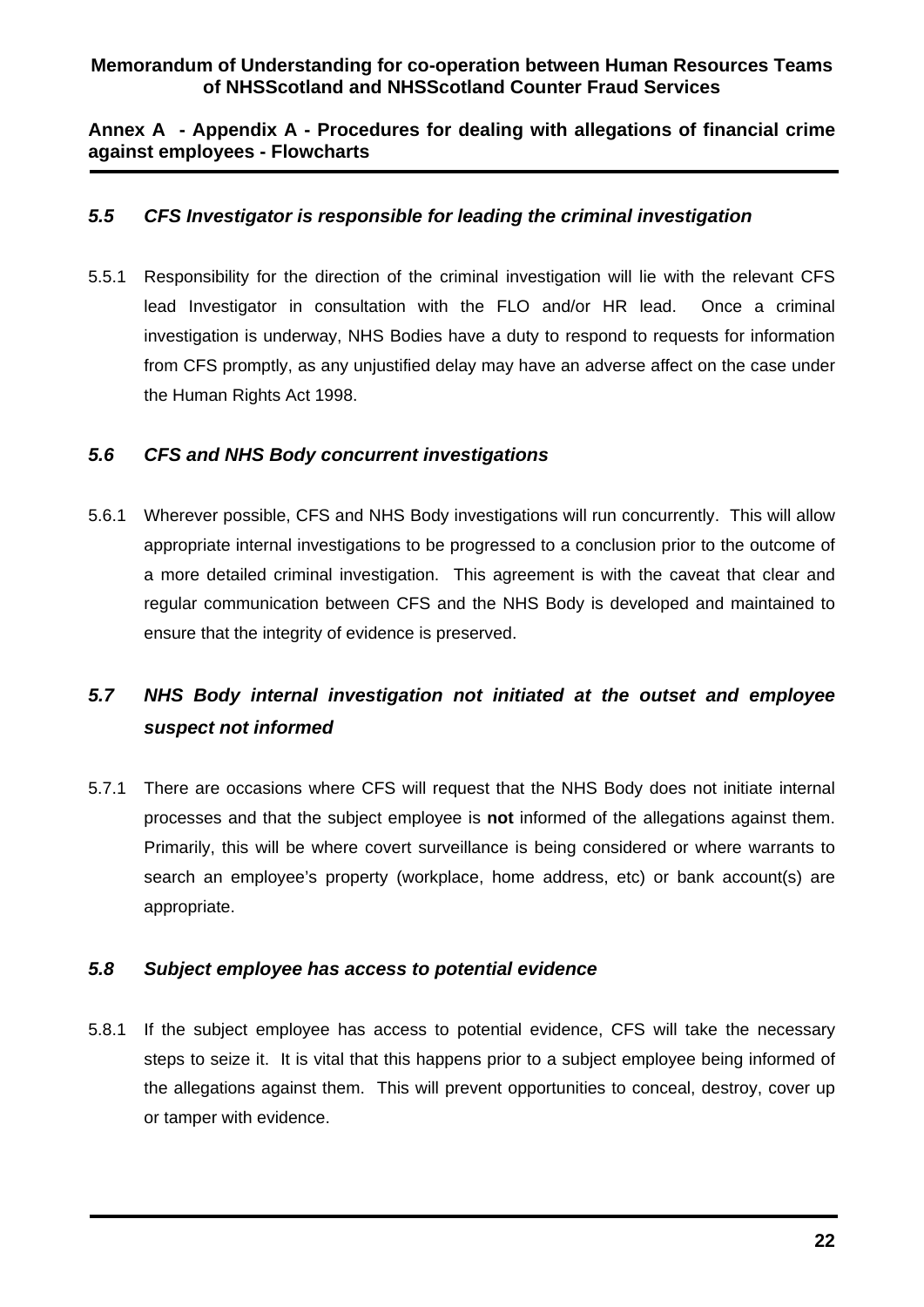### *5.5 CFS Investigator is responsible for leading the criminal investigation*

5.5.1 Responsibility for the direction of the criminal investigation will lie with the relevant CFS lead Investigator in consultation with the FLO and/or HR lead. Once a criminal investigation is underway, NHS Bodies have a duty to respond to requests for information from CFS promptly, as any unjustified delay may have an adverse affect on the case under the Human Rights Act 1998.

### *5.6 CFS and NHS Body concurrent investigations*

5.6.1 Wherever possible, CFS and NHS Body investigations will run concurrently. This will allow appropriate internal investigations to be progressed to a conclusion prior to the outcome of a more detailed criminal investigation. This agreement is with the caveat that clear and regular communication between CFS and the NHS Body is developed and maintained to ensure that the integrity of evidence is preserved.

### *5.7 NHS Body internal investigation not initiated at the outset and employee suspect not informed*

5.7.1 There are occasions where CFS will request that the NHS Body does not initiate internal processes and that the subject employee is **not** informed of the allegations against them. Primarily, this will be where covert surveillance is being considered or where warrants to search an employee's property (workplace, home address, etc) or bank account(s) are appropriate.

### *5.8 Subject employee has access to potential evidence*

5.8.1 If the subject employee has access to potential evidence, CFS will take the necessary steps to seize it. It is vital that this happens prior to a subject employee being informed of the allegations against them. This will prevent opportunities to conceal, destroy, cover up or tamper with evidence.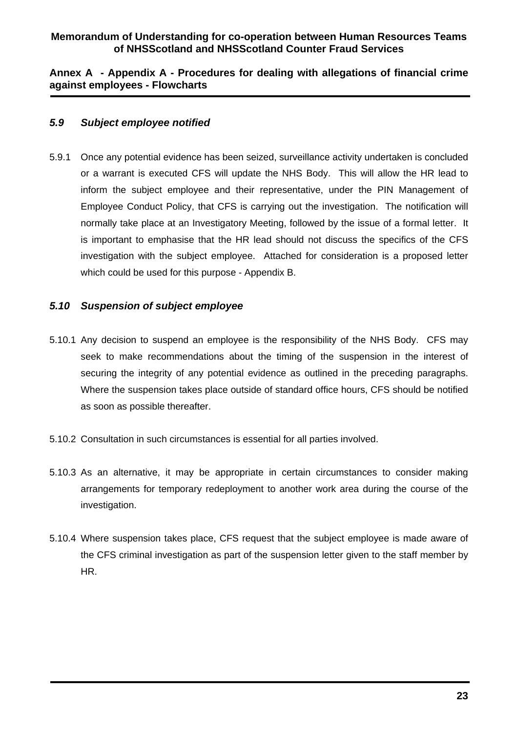### *5.9 Subject employee notified*

5.9.1 Once any potential evidence has been seized, surveillance activity undertaken is concluded or a warrant is executed CFS will update the NHS Body. This will allow the HR lead to inform the subject employee and their representative, under the PIN Management of Employee Conduct Policy, that CFS is carrying out the investigation. The notification will normally take place at an Investigatory Meeting, followed by the issue of a formal letter. It is important to emphasise that the HR lead should not discuss the specifics of the CFS investigation with the subject employee. Attached for consideration is a proposed letter which could be used for this purpose - Appendix B.

### *5.10 Suspension of subject employee*

5.10.1 Any decision to suspend an employee is the responsibility of the NHS Body. CFS may seek to make recommendations about the timing of the suspension in the interest of securing the integrity of any potential evidence as outlined in the preceding paragraphs. Where the suspension takes place outside of standard office hours, CFS should be notified as soon as possible thereafter.

5.10.2 Consultation in such circumstances is essential for all parties involved.

5.10.3 As an alternative, it may be appropriate in certain circumstances to consider making arrangements for temporary redeployment to another work area during the course of the investigation.

5.10.4 Where suspension takes place, CFS request that the subject employee is made aware of the CFS criminal investigation as part of the suspension letter given to the staff member by HR.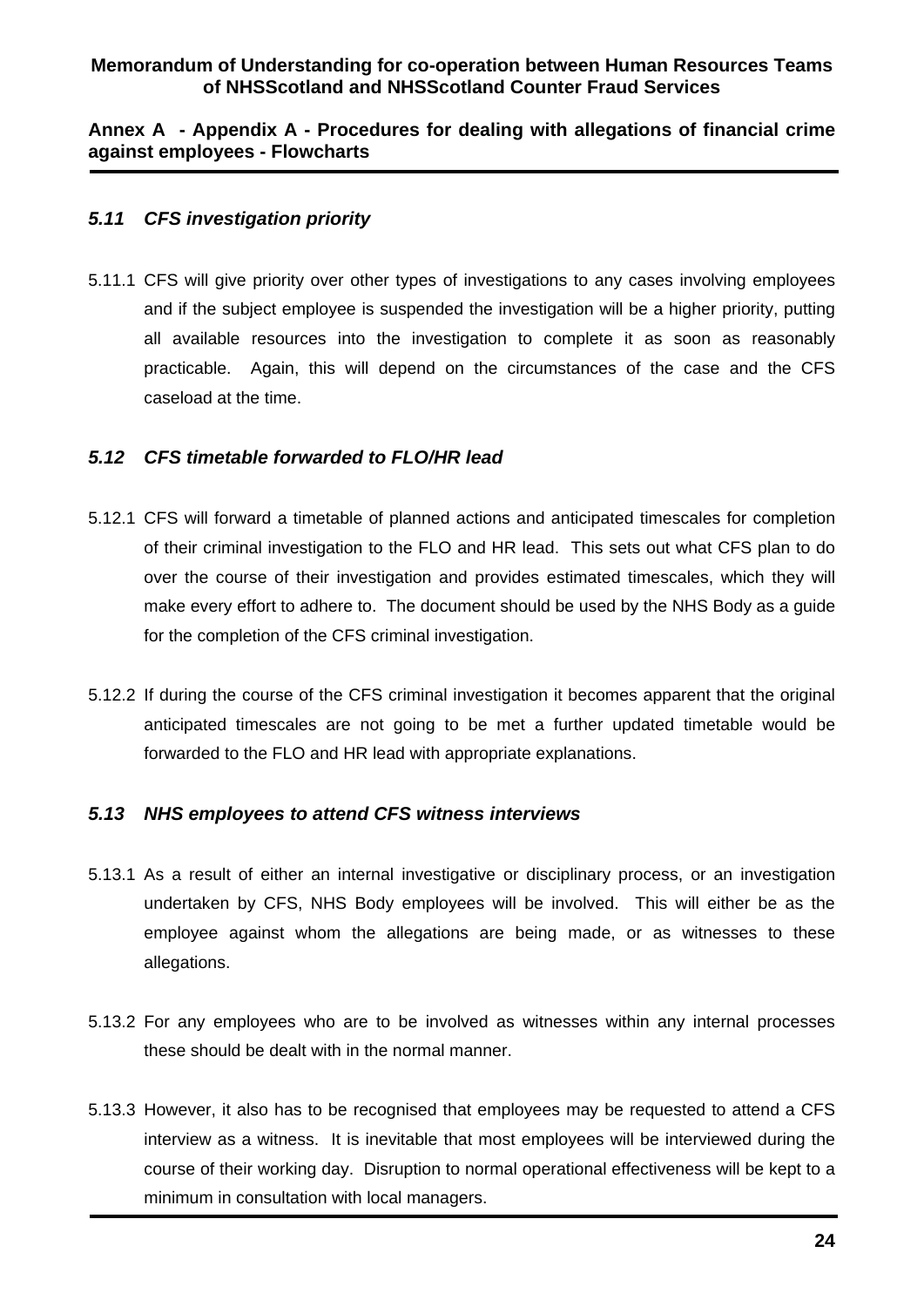### *5.11 CFS investigation priority*

5.11.1 CFS will give priority over other types of investigations to any cases involving employees and if the subject employee is suspended the investigation will be a higher priority, putting all available resources into the investigation to complete it as soon as reasonably practicable. Again, this will depend on the circumstances of the case and the CFS caseload at the time.

### *5.12 CFS timetable forwarded to FLO/HR lead*

5.12.1 CFS will forward a timetable of planned actions and anticipated timescales for completion of their criminal investigation to the FLO and HR lead. This sets out what CFS plan to do over the course of their investigation and provides estimated timescales, which they will make every effort to adhere to. The document should be used by the NHS Body as a guide for the completion of the CFS criminal investigation.

5.12.2 If during the course of the CFS criminal investigation it becomes apparent that the original anticipated timescales are not going to be met a further updated timetable would be forwarded to the FLO and HR lead with appropriate explanations.

### *5.13 NHS employees to attend CFS witness interviews*

5.13.1 As a result of either an internal investigative or disciplinary process, or an investigation undertaken by CFS, NHS Body employees will be involved. This will either be as the employee against whom the allegations are being made, or as witnesses to these allegations.

5.13.2 For any employees who are to be involved as witnesses within any internal processes these should be dealt with in the normal manner.

5.13.3 However, it also has to be recognised that employees may be requested to attend a CFS interview as a witness. It is inevitable that most employees will be interviewed during the course of their working day. Disruption to normal operational effectiveness will be kept to a minimum in consultation with local managers.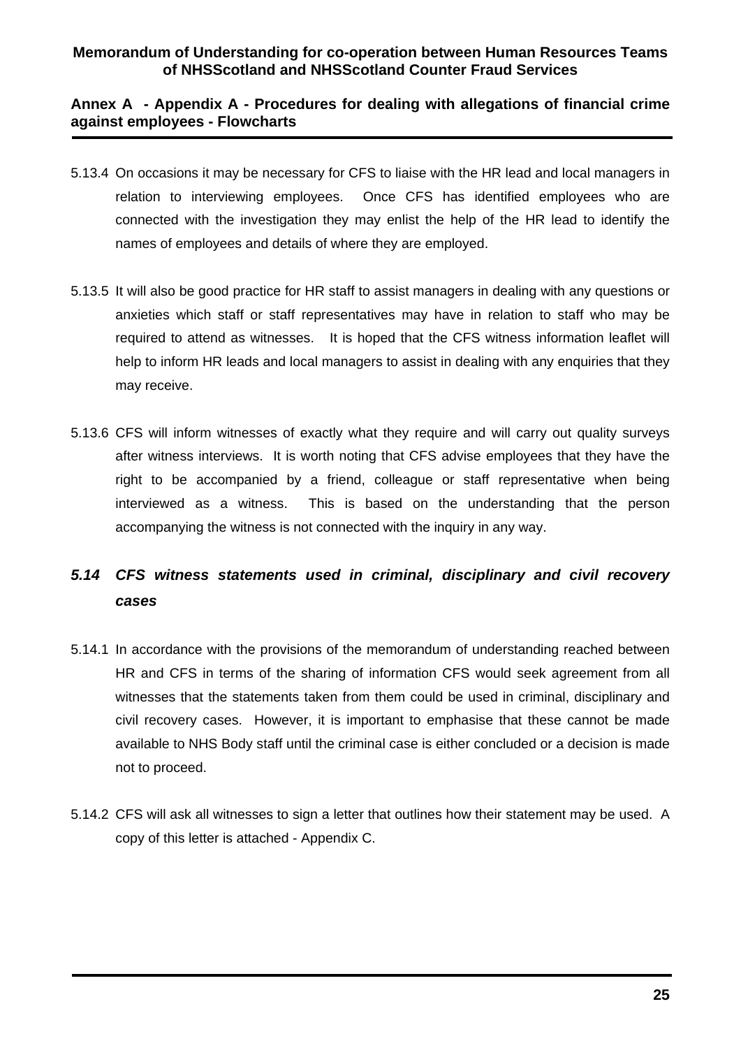5.13.4 On occasions it may be necessary for CFS to liaise with the HR lead and local managers in relation to interviewing employees. Once CFS has identified employees who are connected with the investigation they may enlist the help of the HR lead to identify the names of employees and details of where they are employed.

5.13.5 It will also be good practice for HR staff to assist managers in dealing with any questions or anxieties which staff or staff representatives may have in relation to staff who may be required to attend as witnesses. It is hoped that the CFS witness information leaflet will help to inform HR leads and local managers to assist in dealing with any enquiries that they may receive.

5.13.6 CFS will inform witnesses of exactly what they require and will carry out quality surveys after witness interviews. It is worth noting that CFS advise employees that they have the right to be accompanied by a friend, colleague or staff representative when being interviewed as a witness. This is based on the understanding that the person accompanying the witness is not connected with the inquiry in any way.

### *5.14 CFS witness statements used in criminal, disciplinary and civil recovery cases*

5.14.1 In accordance with the provisions of the memorandum of understanding reached between HR and CFS in terms of the sharing of information CFS would seek agreement from all witnesses that the statements taken from them could be used in criminal, disciplinary and civil recovery cases. However, it is important to emphasise that these cannot be made available to NHS Body staff until the criminal case is either concluded or a decision is made not to proceed.

5.14.2 CFS will ask all witnesses to sign a letter that outlines how their statement may be used. A copy of this letter is attached - Appendix C.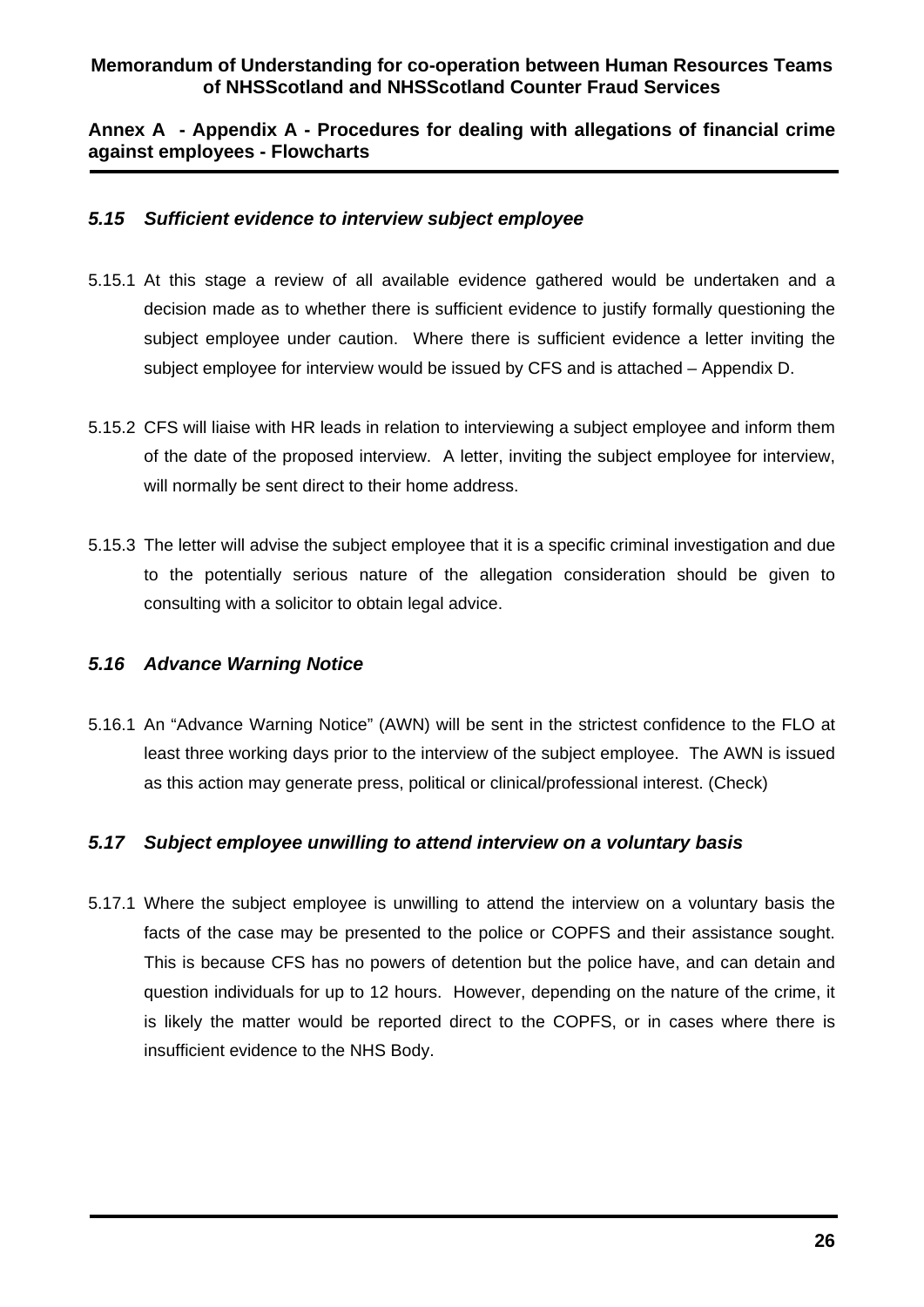### *5.15 Sufficient evidence to interview subject employee*

5.15.1 At this stage a review of all available evidence gathered would be undertaken and a decision made as to whether there is sufficient evidence to justify formally questioning the subject employee under caution. Where there is sufficient evidence a letter inviting the subject employee for interview would be issued by CFS and is attached – Appendix D.

5.15.2 CFS will liaise with HR leads in relation to interviewing a subject employee and inform them of the date of the proposed interview. A letter, inviting the subject employee for interview, will normally be sent direct to their home address.

5.15.3 The letter will advise the subject employee that it is a specific criminal investigation and due to the potentially serious nature of the allegation consideration should be given to consulting with a solicitor to obtain legal advice.

### *5.16 Advance Warning Notice*

5.16.1 An "Advance Warning Notice" (AWN) will be sent in the strictest confidence to the FLO at least three working days prior to the interview of the subject employee. The AWN is issued as this action may generate press, political or clinical/professional interest. (Check)

### *5.17 Subject employee unwilling to attend interview on a voluntary basis*

5.17.1 Where the subject employee is unwilling to attend the interview on a voluntary basis the facts of the case may be presented to the police or COPFS and their assistance sought. This is because CFS has no powers of detention but the police have, and can detain and question individuals for up to 12 hours. However, depending on the nature of the crime, it is likely the matter would be reported direct to the COPFS, or in cases where there is insufficient evidence to the NHS Body.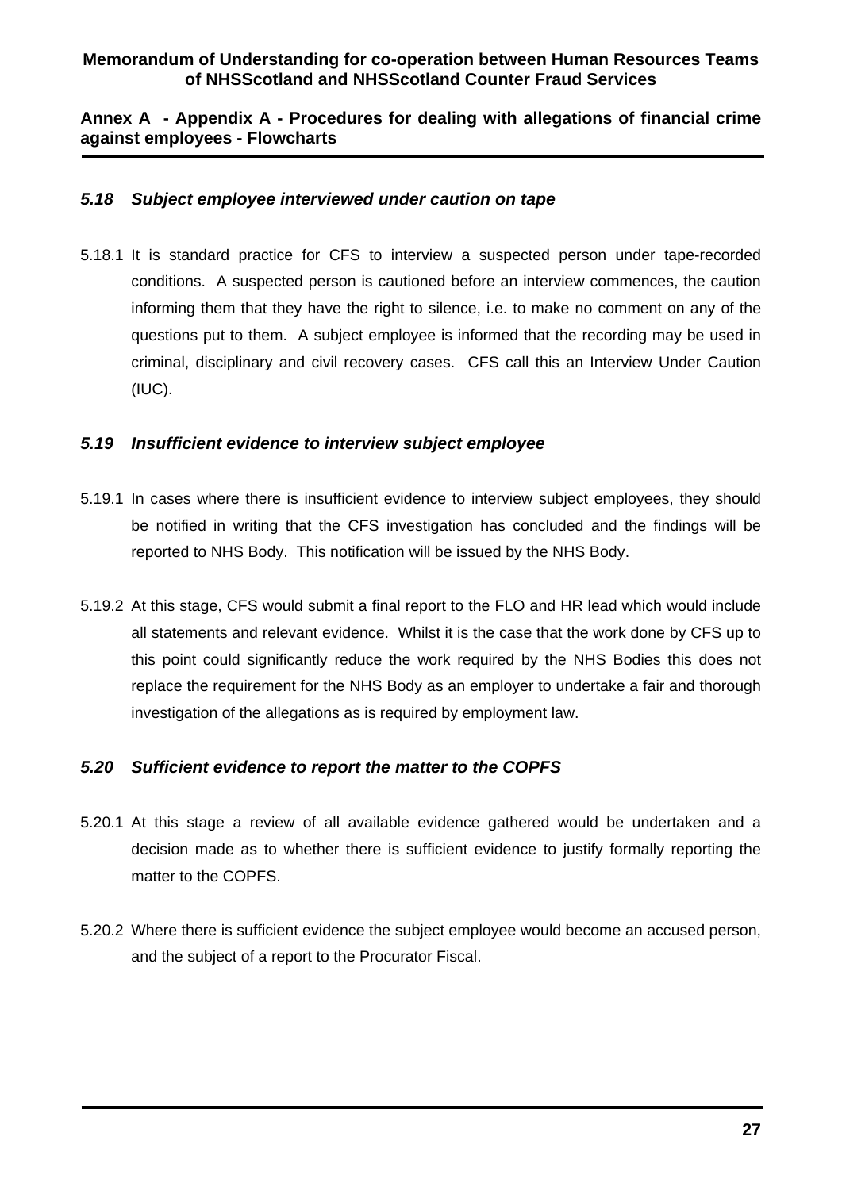### *5.18 Subject employee interviewed under caution on tape*

5.18.1 It is standard practice for CFS to interview a suspected person under tape-recorded conditions. A suspected person is cautioned before an interview commences, the caution informing them that they have the right to silence, i.e. to make no comment on any of the questions put to them. A subject employee is informed that the recording may be used in criminal, disciplinary and civil recovery cases. CFS call this an Interview Under Caution (IUC).

### *5.19 Insufficient evidence to interview subject employee*

5.19.1 In cases where there is insufficient evidence to interview subject employees, they should be notified in writing that the CFS investigation has concluded and the findings will be reported to NHS Body. This notification will be issued by the NHS Body.

5.19.2 At this stage, CFS would submit a final report to the FLO and HR lead which would include all statements and relevant evidence. Whilst it is the case that the work done by CFS up to this point could significantly reduce the work required by the NHS Bodies this does not replace the requirement for the NHS Body as an employer to undertake a fair and thorough investigation of the allegations as is required by employment law.

### *5.20 Sufficient evidence to report the matter to the COPFS*

5.20.1 At this stage a review of all available evidence gathered would be undertaken and a decision made as to whether there is sufficient evidence to justify formally reporting the matter to the COPFS.

5.20.2 Where there is sufficient evidence the subject employee would become an accused person, and the subject of a report to the Procurator Fiscal.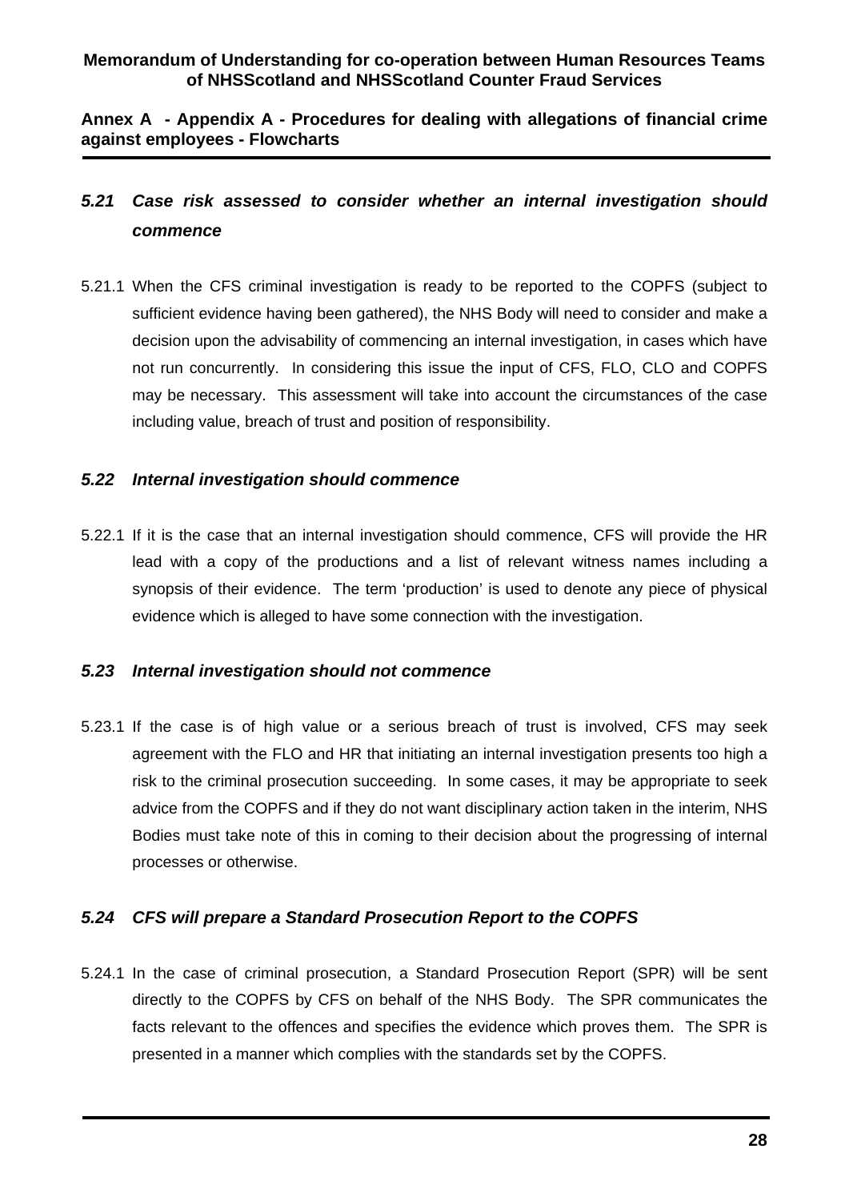### *5.21 Case risk assessed to consider whether an internal investigation should commence*

5.21.1 When the CFS criminal investigation is ready to be reported to the COPFS (subject to sufficient evidence having been gathered), the NHS Body will need to consider and make a decision upon the advisability of commencing an internal investigation, in cases which have not run concurrently. In considering this issue the input of CFS, FLO, CLO and COPFS may be necessary. This assessment will take into account the circumstances of the case including value, breach of trust and position of responsibility.

### *5.22 Internal investigation should commence*

5.22.1 If it is the case that an internal investigation should commence, CFS will provide the HR lead with a copy of the productions and a list of relevant witness names including a synopsis of their evidence. The term 'production' is used to denote any piece of physical evidence which is alleged to have some connection with the investigation.

### *5.23 Internal investigation should not commence*

5.23.1 If the case is of high value or a serious breach of trust is involved, CFS may seek agreement with the FLO and HR that initiating an internal investigation presents too high a risk to the criminal prosecution succeeding. In some cases, it may be appropriate to seek advice from the COPFS and if they do not want disciplinary action taken in the interim, NHS Bodies must take note of this in coming to their decision about the progressing of internal processes or otherwise.

### *5.24 CFS will prepare a Standard Prosecution Report to the COPFS*

5.24.1 In the case of criminal prosecution, a Standard Prosecution Report (SPR) will be sent directly to the COPFS by CFS on behalf of the NHS Body. The SPR communicates the facts relevant to the offences and specifies the evidence which proves them. The SPR is presented in a manner which complies with the standards set by the COPFS.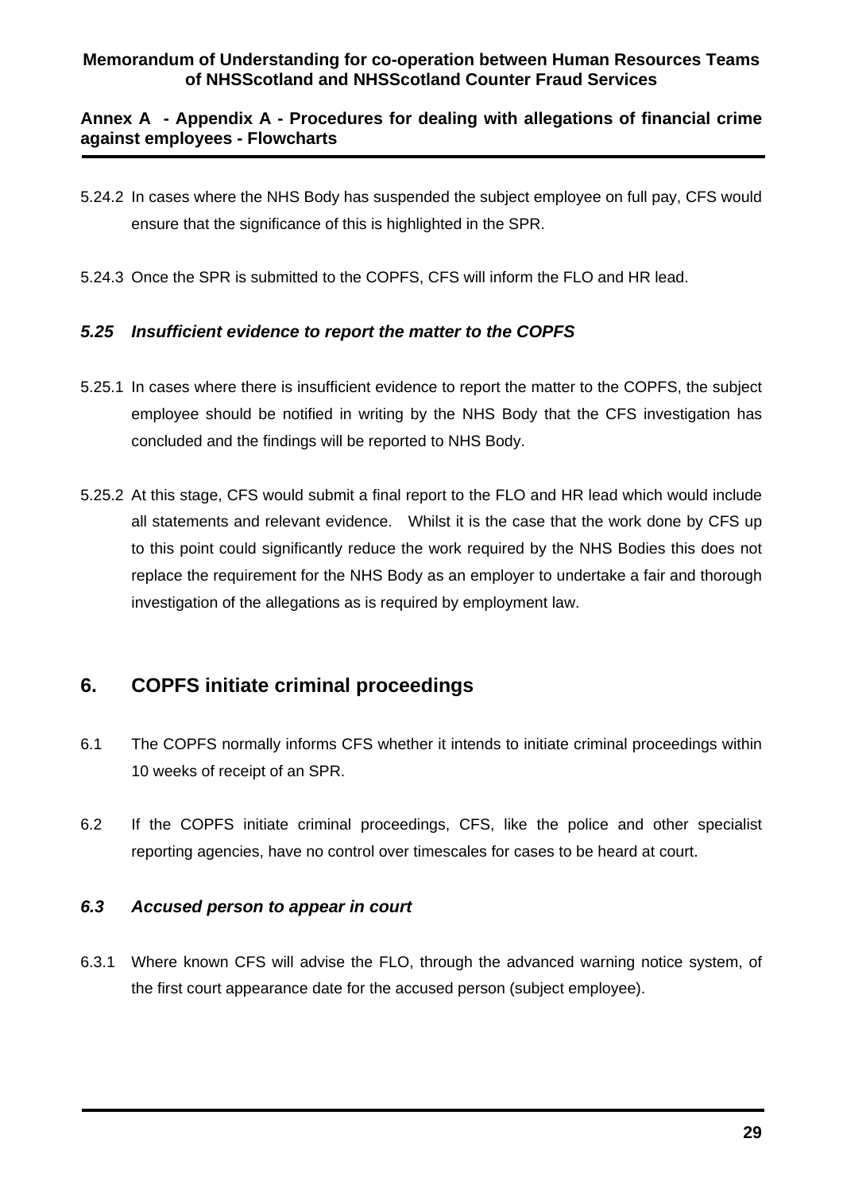5.24.2 In cases where the NHS Body has suspended the subject employee on full pay, CFS would ensure that the significance of this is highlighted in the SPR.

5.24.3 Once the SPR is submitted to the COPFS, CFS will inform the FLO and HR lead.

### *5.25 Insufficient evidence to report the matter to the COPFS*

5.25.1 In cases where there is insufficient evidence to report the matter to the COPFS, the subject employee should be notified in writing by the NHS Body that the CFS investigation has concluded and the findings will be reported to NHS Body.

5.25.2 At this stage, CFS would submit a final report to the FLO and HR lead which would include all statements and relevant evidence. Whilst it is the case that the work done by CFS up to this point could significantly reduce the work required by the NHS Bodies this does not replace the requirement for the NHS Body as an employer to undertake a fair and thorough investigation of the allegations as is required by employment law.

## 6. COPFS initiate criminal proceedings

6.1 The COPFS normally informs CFS whether it intends to initiate criminal proceedings within 10 weeks of receipt of an SPR.

6.2 If the COPFS initiate criminal proceedings, CFS, like the police and other specialist reporting agencies, have no control over timescales for cases to be heard at court.

### *6.3 Accused person to appear in court*

6.3.1 Where known CFS will advise the FLO, through the advanced warning notice system, of the first court appearance date for the accused person (subject employee).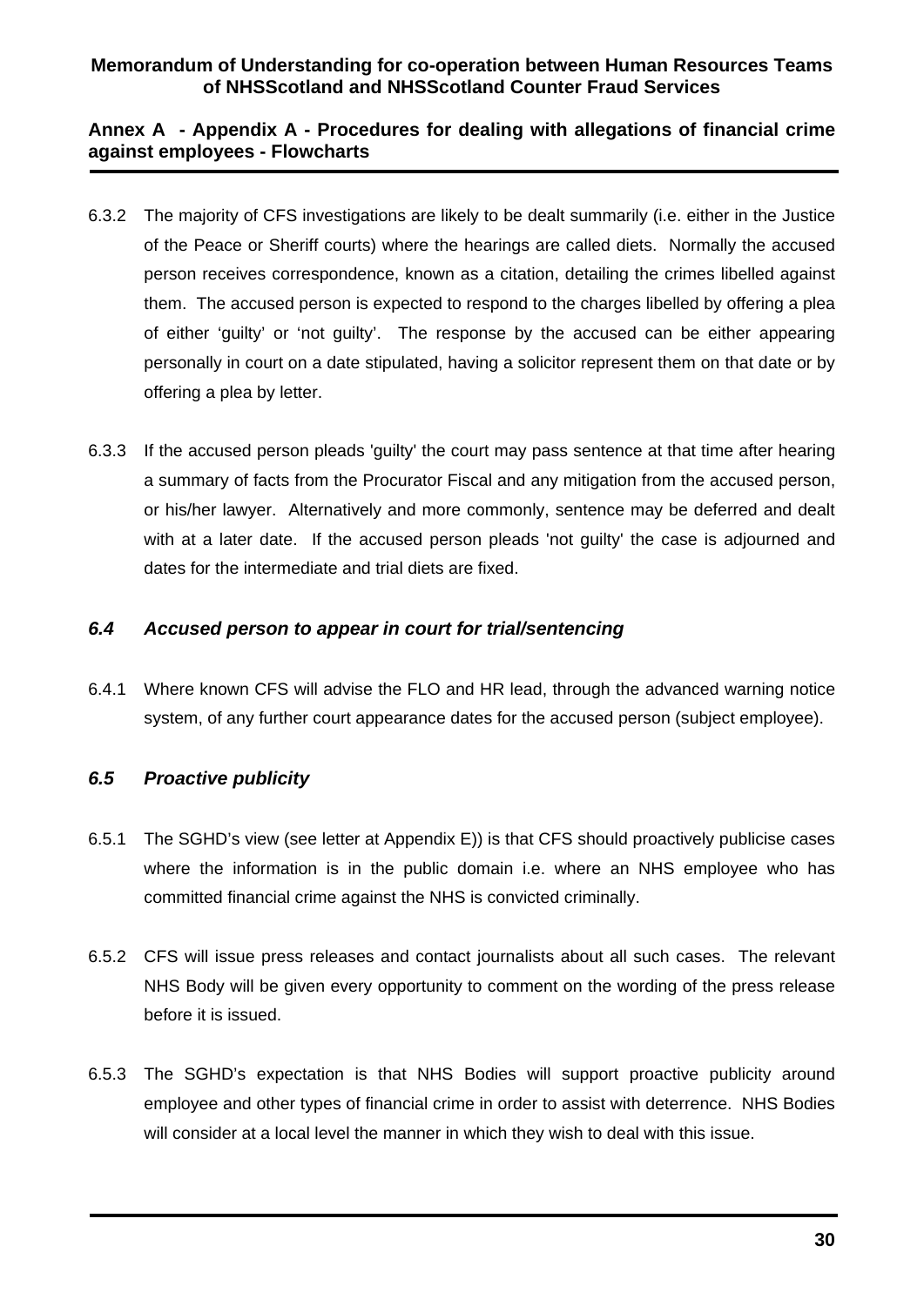6.3.2 The majority of CFS investigations are likely to be dealt summarily (i.e. either in the Justice of the Peace or Sheriff courts) where the hearings are called diets. Normally the accused person receives correspondence, known as a citation, detailing the crimes libelled against them. The accused person is expected to respond to the charges libelled by offering a plea of either 'guilty' or 'not guilty'. The response by the accused can be either appearing personally in court on a date stipulated, having a solicitor represent them on that date or by offering a plea by letter.

6.3.3 If the accused person pleads 'guilty' the court may pass sentence at that time after hearing a summary of facts from the Procurator Fiscal and any mitigation from the accused person, or his/her lawyer. Alternatively and more commonly, sentence may be deferred and dealt with at a later date. If the accused person pleads 'not guilty' the case is adjourned and dates for the intermediate and trial diets are fixed.

### *6.4 Accused person to appear in court for trial/sentencing*

6.4.1 Where known CFS will advise the FLO and HR lead, through the advanced warning notice system, of any further court appearance dates for the accused person (subject employee).

### *6.5 Proactive publicity*

6.5.1 The SGHD's view (see letter at Appendix E)) is that CFS should proactively publicise cases where the information is in the public domain i.e. where an NHS employee who has committed financial crime against the NHS is convicted criminally.

6.5.2 CFS will issue press releases and contact journalists about all such cases. The relevant NHS Body will be given every opportunity to comment on the wording of the press release before it is issued.

6.5.3 The SGHD's expectation is that NHS Bodies will support proactive publicity around employee and other types of financial crime in order to assist with deterrence. NHS Bodies will consider at a local level the manner in which they wish to deal with this issue.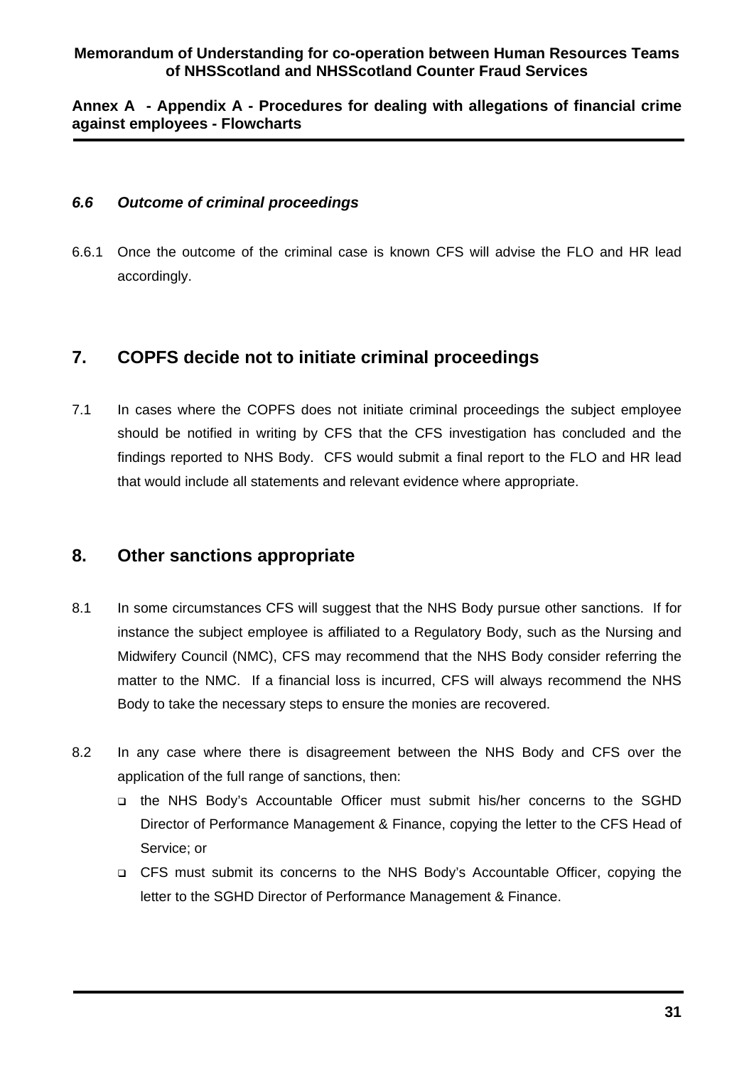### *6.6 Outcome of criminal proceedings*

6.6.1 Once the outcome of the criminal case is known CFS will advise the FLO and HR lead accordingly.

## 7. COPFS decide not to initiate criminal proceedings

7.1 In cases where the COPFS does not initiate criminal proceedings the subject employee should be notified in writing by CFS that the CFS investigation has concluded and the findings reported to NHS Body. CFS would submit a final report to the FLO and HR lead that would include all statements and relevant evidence where appropriate.

## 8. Other sanctions appropriate

8.1 In some circumstances CFS will suggest that the NHS Body pursue other sanctions. If for instance the subject employee is affiliated to a Regulatory Body, such as the Nursing and Midwifery Council (NMC), CFS may recommend that the NHS Body consider referring the matter to the NMC. If a financial loss is incurred, CFS will always recommend the NHS Body to take the necessary steps to ensure the monies are recovered.

8.2 In any case where there is disagreement between the NHS Body and CFS over the application of the full range of sanctions, then:

- the NHS Body's Accountable Officer must submit his/her concerns to the SGHD Director of Performance Management & Finance, copying the letter to the CFS Head of Service; or
- CFS must submit its concerns to the NHS Body's Accountable Officer, copying the letter to the SGHD Director of Performance Management & Finance.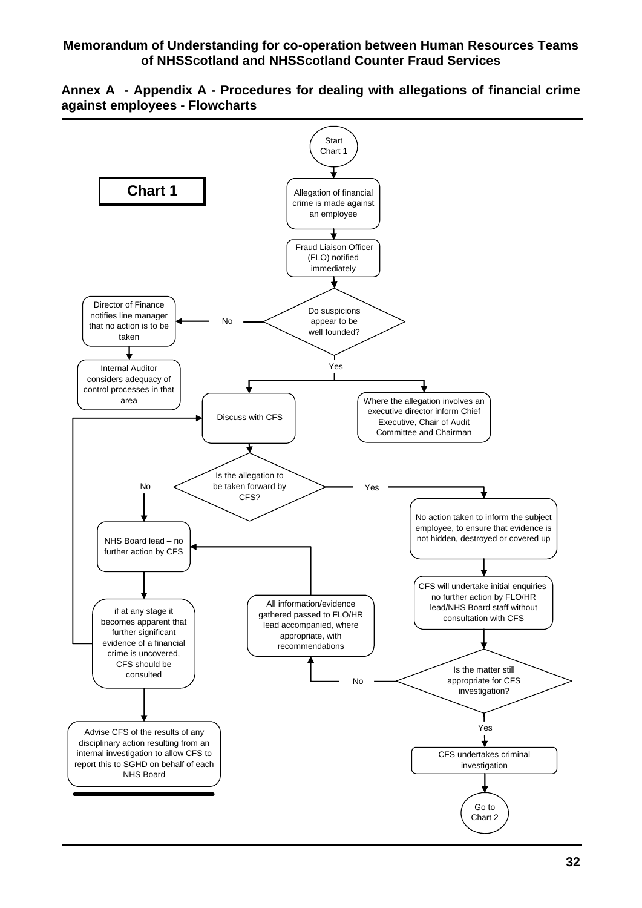**Memorandum of Understanding for co-operation between Human Resources Teams of NHSScotland and NHSScotland Counter Fraud Services**

**Annex A - Appendix A - Procedures for dealing with allegations of financial crime against employees - Flowcharts**

**Chart 1**

Start Chart 1

Allegation of financial crime is made against an employee

Fraud Liaison Officer (FLO) notified immediately

Do suspicions appear to be well founded?

No

Director of Finance notifies line manager that no action is to be taken

Internal Auditor considers adequacy of control processes in that area

Yes

Discuss with CFS

Where the allegation involves an executive director inform Chief Executive, Chair of Audit Committee and Chairman

Is the allegation to be taken forward by CFS?

No

NHS Board lead – no further action by CFS

if at any stage it becomes apparent that further significant evidence of a financial crime is uncovered, CFS should be consulted

Advise CFS of the results of any disciplinary action resulting from an internal investigation to allow CFS to report this to SGHD on behalf of each NHS Board

Yes

No action taken to inform the subject employee, to ensure that evidence is not hidden, destroyed or covered up

CFS will undertake initial enquiries no further action by FLO/HR lead/NHS Board staff without consultation with CFS

Is the matter still appropriate for CFS investigation?

No

All information/evidence gathered passed to FLO/HR lead accompanied, where appropriate, with recommendations

Yes

CFS undertakes criminal investigation

Go to Chart 2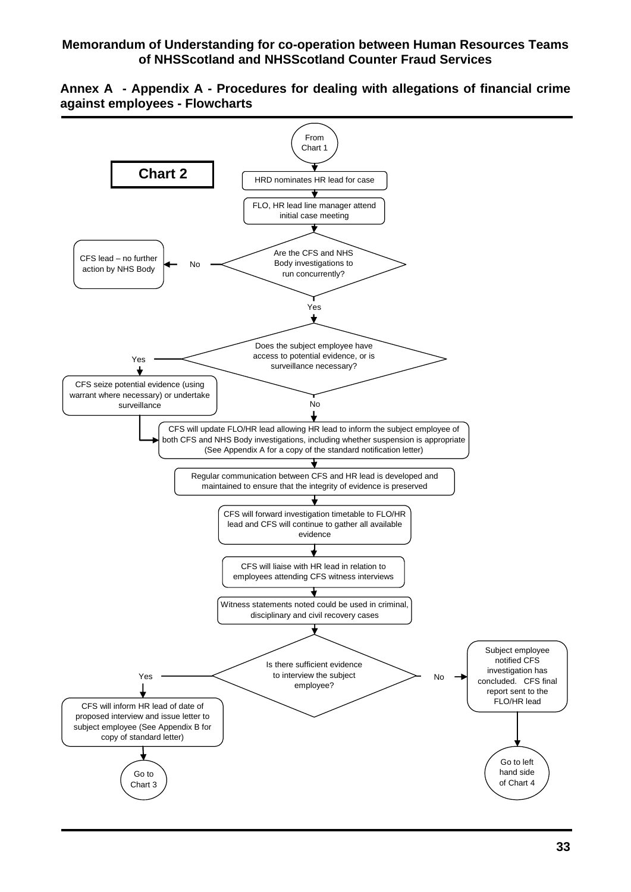**Memorandum of Understanding for co-operation between Human Resources Teams of NHSScotland and NHSScotland Counter Fraud Services**

## Annex A - Appendix A - Procedures for dealing with allegations of financial crime against employees - Flowcharts

### Chart 2

From Chart 1

HRD nominates HR lead for case

FLO, HR lead line manager attend initial case meeting

Are the CFS and NHS Body investigations to run concurrently?

- No → CFS lead – no further action by NHS Body
- Yes ↓

Does the subject employee have access to potential evidence, or is surveillance necessary?

- Yes → CFS seize potential evidence (using warrant where necessary) or undertake surveillance
- No ↓

CFS will update FLO/HR lead allowing HR lead to inform the subject employee of both CFS and NHS Body investigations, including whether suspension is appropriate (See Appendix A for a copy of the standard notification letter)

Regular communication between CFS and HR lead is developed and maintained to ensure that the integrity of evidence is preserved

CFS will forward investigation timetable to FLO/HR lead and CFS will continue to gather all available evidence

CFS will liaise with HR lead in relation to employees attending CFS witness interviews

Witness statements noted could be used in criminal, disciplinary and civil recovery cases

Is there sufficient evidence to interview the subject employee?

- Yes → CFS will inform HR lead of date of proposed interview and issue letter to subject employee (See Appendix B for copy of standard letter) → Go to Chart 3
- No → Subject employee notified CFS investigation has concluded. CFS final report sent to the FLO/HR lead → Go to left hand side of Chart 4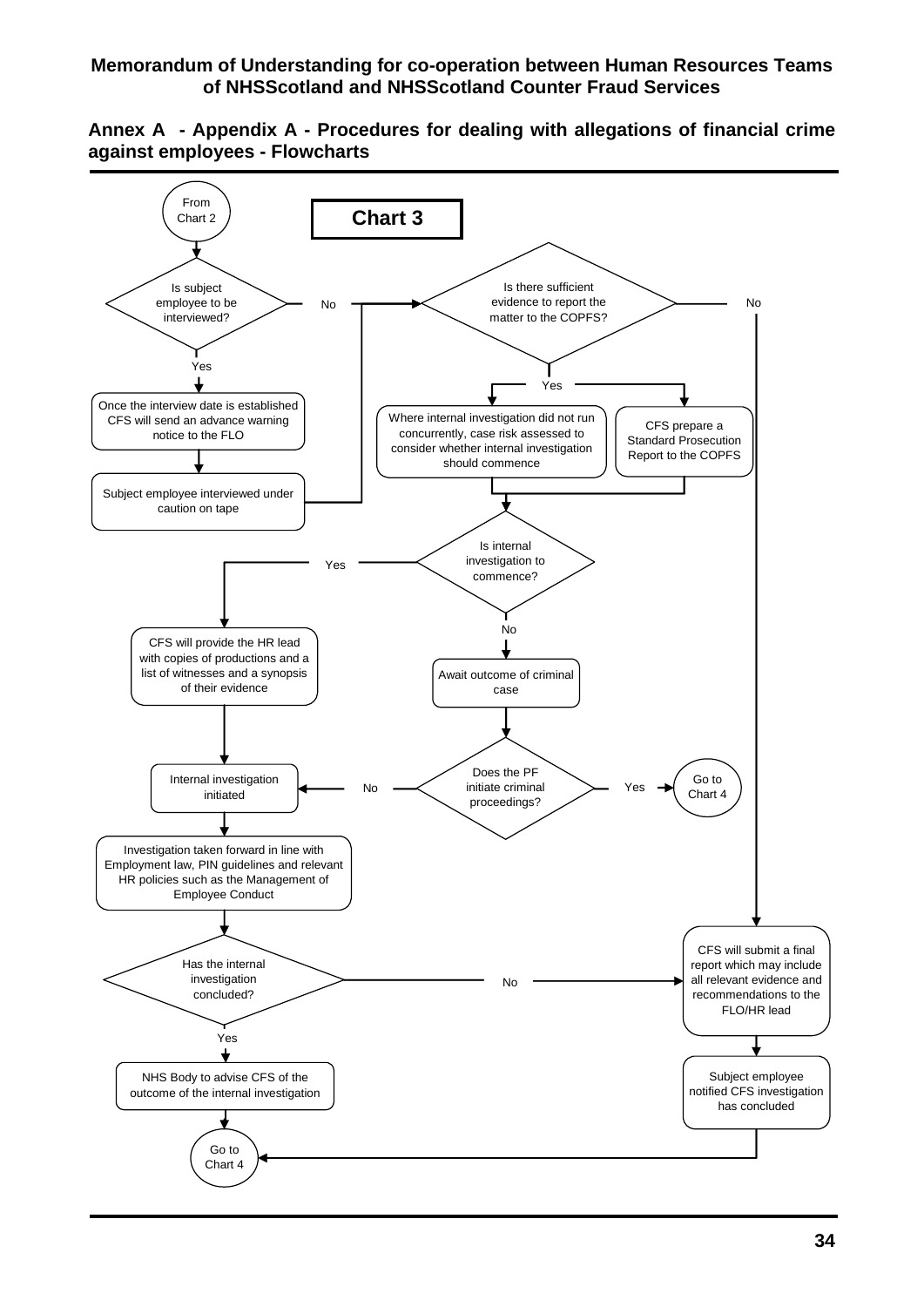**Memorandum of Understanding for co-operation between Human Resources Teams of NHSScotland and NHSScotland Counter Fraud Services**

**Annex A - Appendix A - Procedures for dealing with allegations of financial crime against employees - Flowcharts**

## Chart 3

From Chart 2

Is subject employee to be interviewed?

- No → Is there sufficient evidence to report the matter to the COPFS?
- Yes → Once the interview date is established CFS will send an advance warning notice to the FLO

Subject employee interviewed under caution on tape → Is there sufficient evidence to report the matter to the COPFS?

Is there sufficient evidence to report the matter to the COPFS?

- No → CFS will submit a final report which may include all relevant evidence and recommendations to the FLO/HR lead
- Yes → Where internal investigation did not run concurrently, case risk assessed to consider whether internal investigation should commence
- Yes → CFS prepare a Standard Prosecution Report to the COPFS

Is internal investigation to commence?

- Yes → CFS will provide the HR lead with copies of productions and a list of witnesses and a synopsis of their evidence → Internal investigation initiated
- No → Await outcome of criminal case

Does the PF initiate criminal proceedings?

- Yes → Go to Chart 4
- No → Internal investigation initiated

Internal investigation initiated → Investigation taken forward in line with Employment law, PIN guidelines and relevant HR policies such as the Management of Employee Conduct

Has the internal investigation concluded?

- No → CFS will submit a final report which may include all relevant evidence and recommendations to the FLO/HR lead
- Yes → NHS Body to advise CFS of the outcome of the internal investigation → Go to Chart 4

CFS will submit a final report which may include all relevant evidence and recommendations to the FLO/HR lead → Subject employee notified CFS investigation has concluded → Go to Chart 4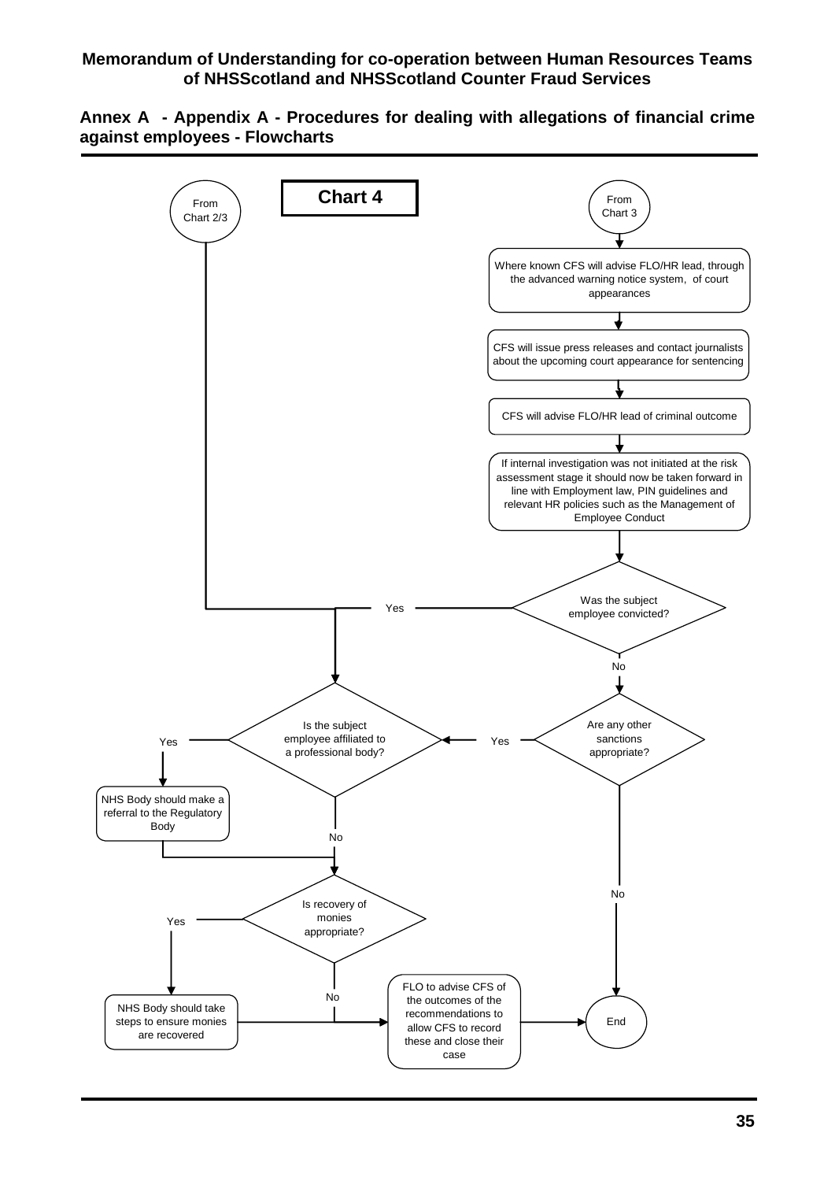## Annex A - Appendix A - Procedures for dealing with allegations of financial crime against employees - Flowcharts

**Chart 4**

From Chart 2/3

From Chart 3

Where known CFS will advise FLO/HR lead, through the advanced warning notice system, of court appearances

CFS will issue press releases and contact journalists about the upcoming court appearance for sentencing

CFS will advise FLO/HR lead of criminal outcome

If internal investigation was not initiated at the risk assessment stage it should now be taken forward in line with Employment law, PIN guidelines and relevant HR policies such as the Management of Employee Conduct

Was the subject employee convicted?

Yes

No

Are any other sanctions appropriate?

Yes

No

Is the subject employee affiliated to a professional body?

Yes

No

NHS Body should make a referral to the Regulatory Body

Is recovery of monies appropriate?

Yes

No

NHS Body should take steps to ensure monies are recovered

FLO to advise CFS of the outcomes of the recommendations to allow CFS to record these and close their case

End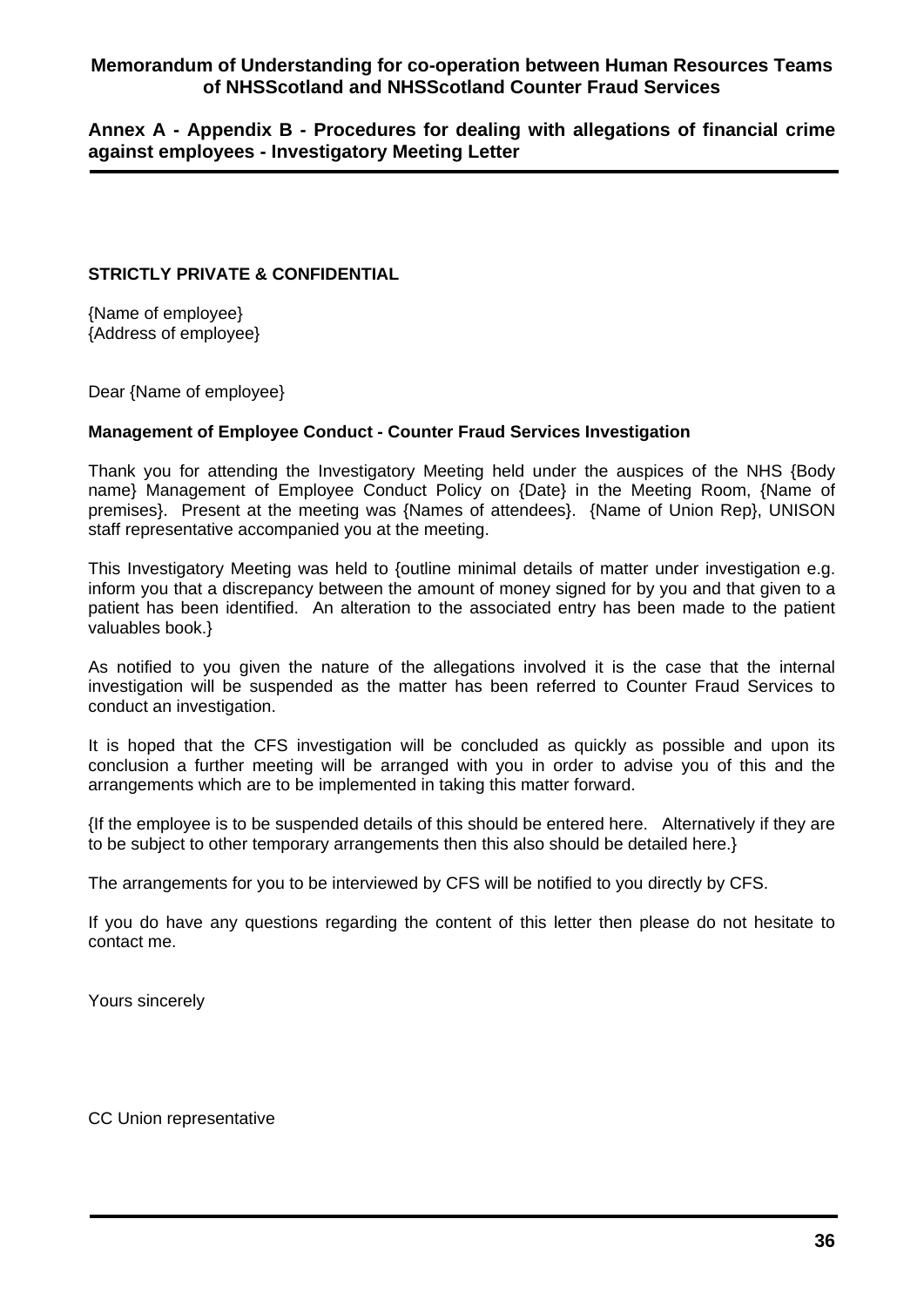**Memorandum of Understanding for co-operation between Human Resources Teams of NHSScotland and NHSScotland Counter Fraud Services**

**Annex A - Appendix B - Procedures for dealing with allegations of financial crime against employees - Investigatory Meeting Letter**

**STRICTLY PRIVATE & CONFIDENTIAL**

{Name of employee}
{Address of employee}

Dear {Name of employee}

**Management of Employee Conduct - Counter Fraud Services Investigation**

Thank you for attending the Investigatory Meeting held under the auspices of the NHS {Body name} Management of Employee Conduct Policy on {Date} in the Meeting Room, {Name of premises}. Present at the meeting was {Names of attendees}. {Name of Union Rep}, UNISON staff representative accompanied you at the meeting.

This Investigatory Meeting was held to {outline minimal details of matter under investigation e.g. inform you that a discrepancy between the amount of money signed for by you and that given to a patient has been identified. An alteration to the associated entry has been made to the patient valuables book.}

As notified to you given the nature of the allegations involved it is the case that the internal investigation will be suspended as the matter has been referred to Counter Fraud Services to conduct an investigation.

It is hoped that the CFS investigation will be concluded as quickly as possible and upon its conclusion a further meeting will be arranged with you in order to advise you of this and the arrangements which are to be implemented in taking this matter forward.

{If the employee is to be suspended details of this should be entered here. Alternatively if they are to be subject to other temporary arrangements then this also should be detailed here.}

The arrangements for you to be interviewed by CFS will be notified to you directly by CFS.

If you do have any questions regarding the content of this letter then please do not hesitate to contact me.

Yours sincerely

CC Union representative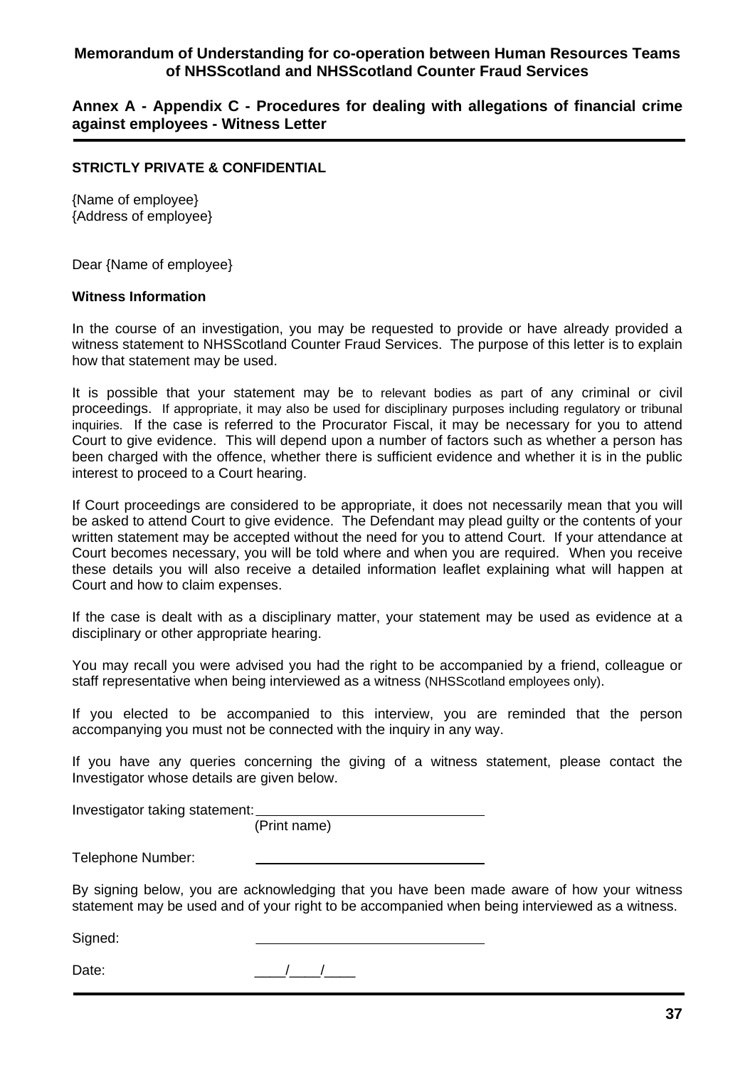**Memorandum of Understanding for co-operation between Human Resources Teams of NHSScotland and NHSScotland Counter Fraud Services**

## Annex A - Appendix C - Procedures for dealing with allegations of financial crime against employees - Witness Letter

**STRICTLY PRIVATE & CONFIDENTIAL**

{Name of employee}
{Address of employee}

Dear {Name of employee}

**Witness Information**

In the course of an investigation, you may be requested to provide or have already provided a witness statement to NHSScotland Counter Fraud Services. The purpose of this letter is to explain how that statement may be used.

It is possible that your statement may be to relevant bodies as part of any criminal or civil proceedings. If appropriate, it may also be used for disciplinary purposes including regulatory or tribunal inquiries. If the case is referred to the Procurator Fiscal, it may be necessary for you to attend Court to give evidence. This will depend upon a number of factors such as whether a person has been charged with the offence, whether there is sufficient evidence and whether it is in the public interest to proceed to a Court hearing.

If Court proceedings are considered to be appropriate, it does not necessarily mean that you will be asked to attend Court to give evidence. The Defendant may plead guilty or the contents of your written statement may be accepted without the need for you to attend Court. If your attendance at Court becomes necessary, you will be told where and when you are required. When you receive these details you will also receive a detailed information leaflet explaining what will happen at Court and how to claim expenses.

If the case is dealt with as a disciplinary matter, your statement may be used as evidence at a disciplinary or other appropriate hearing.

You may recall you were advised you had the right to be accompanied by a friend, colleague or staff representative when being interviewed as a witness (NHSScotland employees only).

If you elected to be accompanied to this interview, you are reminded that the person accompanying you must not be connected with the inquiry in any way.

If you have any queries concerning the giving of a witness statement, please contact the Investigator whose details are given below.

Investigator taking statement: ______________________________
(Print name)

Telephone Number: ______________________________

By signing below, you are acknowledging that you have been made aware of how your witness statement may be used and of your right to be accompanied when being interviewed as a witness.

Signed: ______________________________

Date: ____/____/____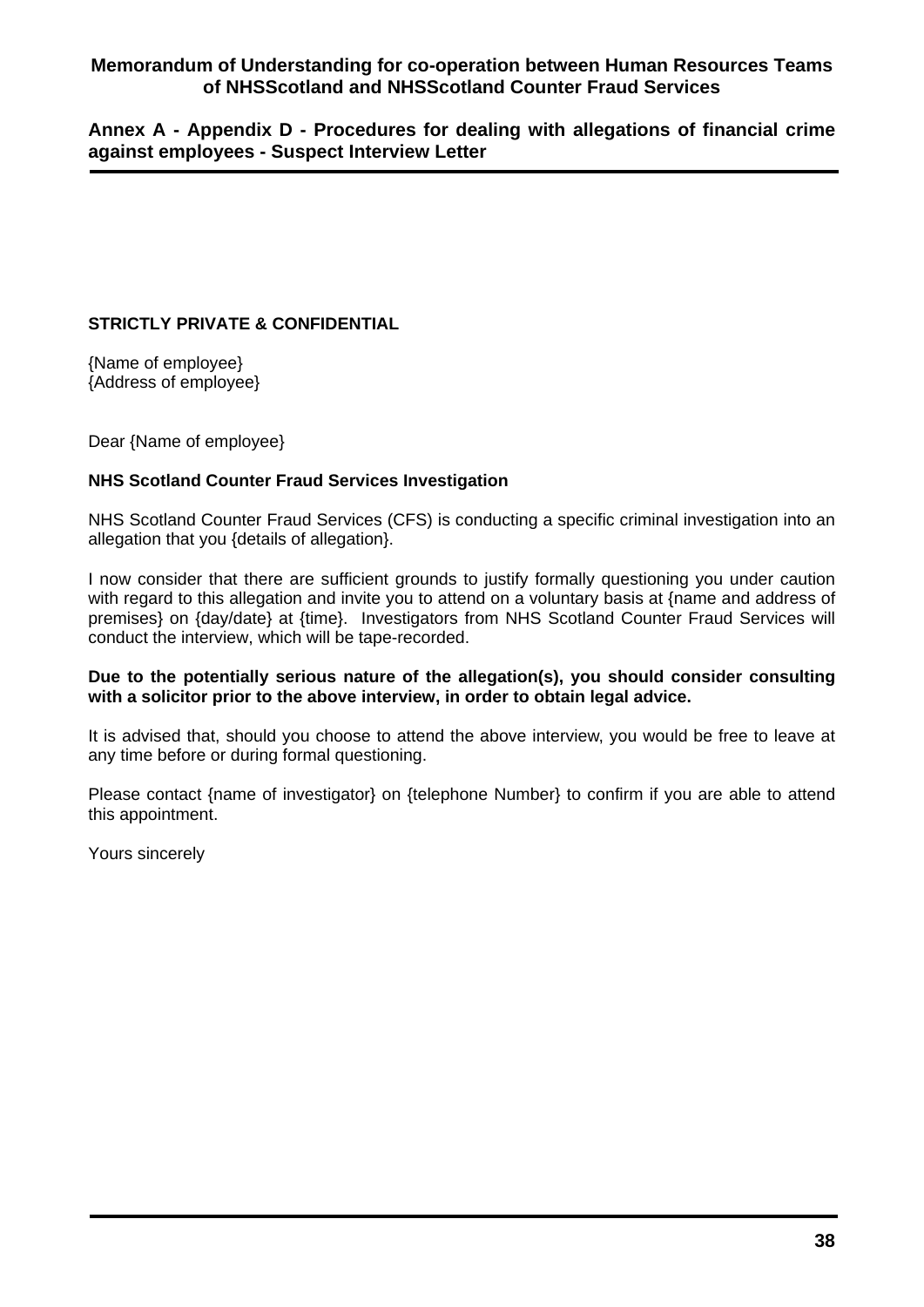**Annex A - Appendix D - Procedures for dealing with allegations of financial crime against employees - Suspect Interview Letter**

**STRICTLY PRIVATE & CONFIDENTIAL**

{Name of employee}
{Address of employee}

Dear {Name of employee}

**NHS Scotland Counter Fraud Services Investigation**

NHS Scotland Counter Fraud Services (CFS) is conducting a specific criminal investigation into an allegation that you {details of allegation}.

I now consider that there are sufficient grounds to justify formally questioning you under caution with regard to this allegation and invite you to attend on a voluntary basis at {name and address of premises} on {day/date} at {time}. Investigators from NHS Scotland Counter Fraud Services will conduct the interview, which will be tape-recorded.

**Due to the potentially serious nature of the allegation(s), you should consider consulting with a solicitor prior to the above interview, in order to obtain legal advice.**

It is advised that, should you choose to attend the above interview, you would be free to leave at any time before or during formal questioning.

Please contact {name of investigator} on {telephone Number} to confirm if you are able to attend this appointment.

Yours sincerely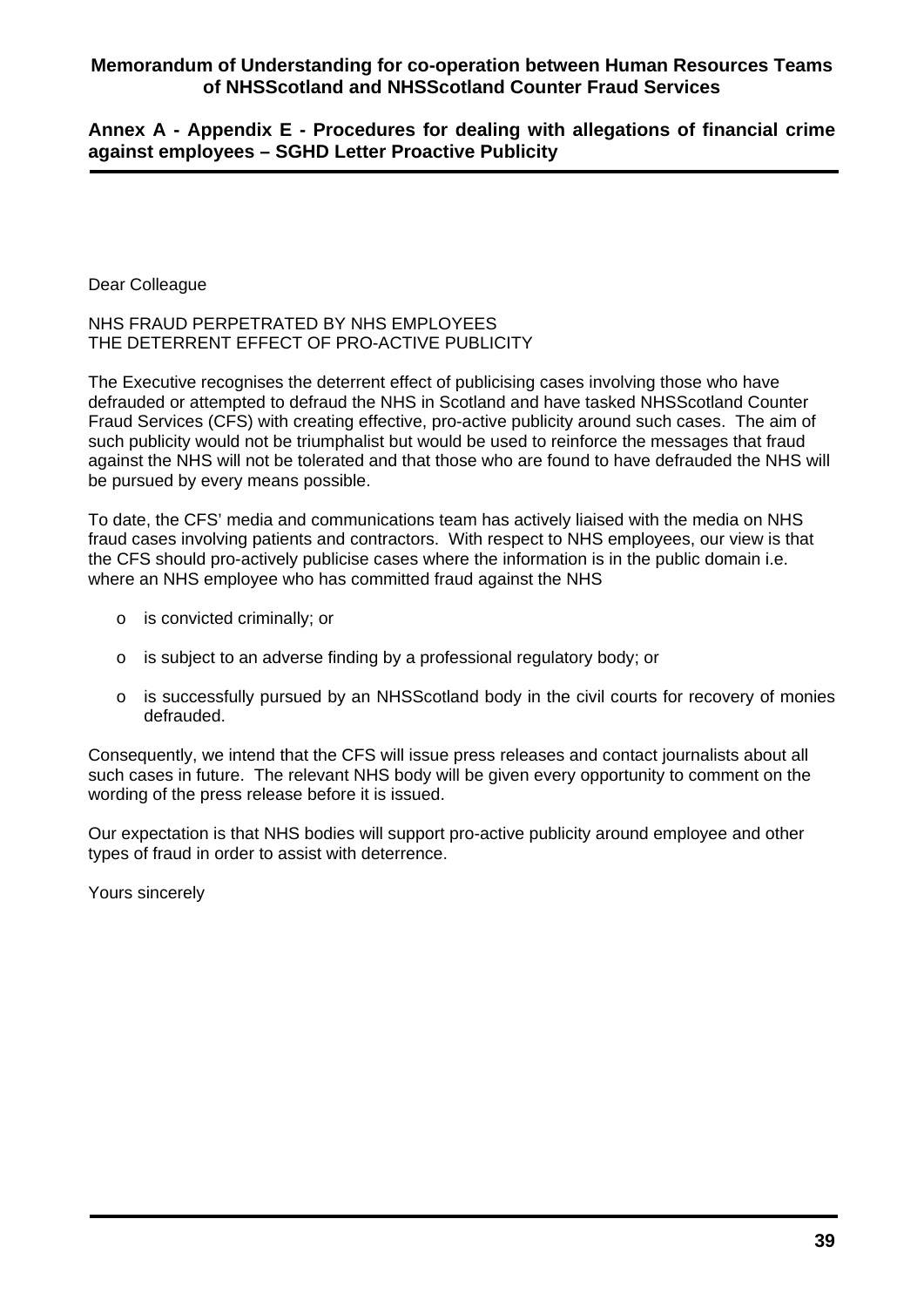**Annex A - Appendix E - Procedures for dealing with allegations of financial crime against employees – SGHD Letter Proactive Publicity**

Dear Colleague

NHS FRAUD PERPETRATED BY NHS EMPLOYEES
THE DETERRENT EFFECT OF PRO-ACTIVE PUBLICITY

The Executive recognises the deterrent effect of publicising cases involving those who have defrauded or attempted to defraud the NHS in Scotland and have tasked NHSScotland Counter Fraud Services (CFS) with creating effective, pro-active publicity around such cases. The aim of such publicity would not be triumphalist but would be used to reinforce the messages that fraud against the NHS will not be tolerated and that those who are found to have defrauded the NHS will be pursued by every means possible.

To date, the CFS' media and communications team has actively liaised with the media on NHS fraud cases involving patients and contractors. With respect to NHS employees, our view is that the CFS should pro-actively publicise cases where the information is in the public domain i.e. where an NHS employee who has committed fraud against the NHS

- is convicted criminally; or
- is subject to an adverse finding by a professional regulatory body; or
- is successfully pursued by an NHSScotland body in the civil courts for recovery of monies defrauded.

Consequently, we intend that the CFS will issue press releases and contact journalists about all such cases in future. The relevant NHS body will be given every opportunity to comment on the wording of the press release before it is issued.

Our expectation is that NHS bodies will support pro-active publicity around employee and other types of fraud in order to assist with deterrence.

Yours sincerely